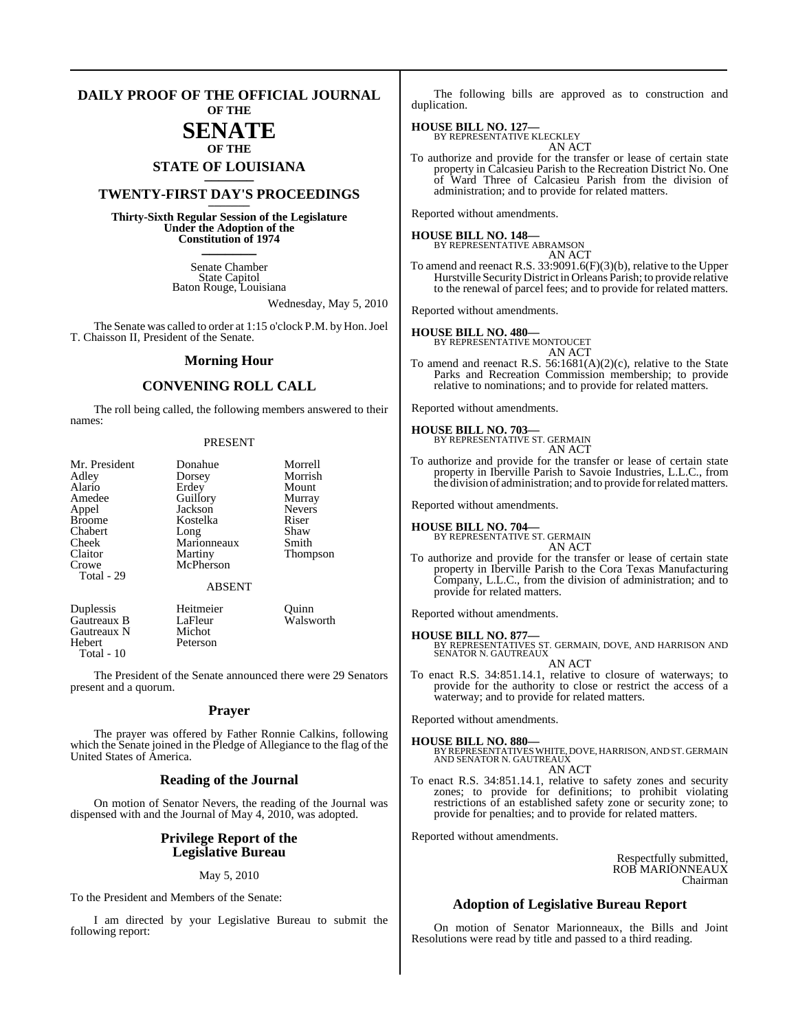# DAILY PROOF OF THE OFFICIAL JOURNAL OF THE SENATE OF THE STATE OF LOUISIANA

## TWENTY-FIRST DAY'S PROCEEDINGS

**Thirty-Sixth Regular Session of the Legislature Under the Adoption of the Constitution of 1974**

Senate Chamber
State Capitol
Baton Rouge, Louisiana

Wednesday, May 5, 2010

The Senate was called to order at 1:15 o'clock P.M. by Hon. Joel T. Chaisson II, President of the Senate.

## Morning Hour

## CONVENING ROLL CALL

The roll being called, the following members answered to their names:

PRESENT

| | | |
|---|---|---|
| Mr. President | Donahue | Morrell |
| Adley | Dorsey | Morrish |
| Alario | Erdey | Mount |
| Amedee | Guillory | Murray |
| Appel | Jackson | Nevers |
| Broome | Kostelka | Riser |
| Chabert | Long | Shaw |
| Cheek | Marionneaux | Smith |
| Claitor | Martiny | Thompson |
| Crowe | McPherson | |
| Total - 29 | | |

ABSENT

| | | |
|---|---|---|
| Duplessis | Heitmeier | Quinn |
| Gautreaux B | LaFleur | Walsworth |
| Gautreaux N | Michot | |
| Hebert | Peterson | |
| Total - 10 | | |

The President of the Senate announced there were 29 Senators present and a quorum.

## Prayer

The prayer was offered by Father Ronnie Calkins, following which the Senate joined in the Pledge of Allegiance to the flag of the United States of America.

## Reading of the Journal

On motion of Senator Nevers, the reading of the Journal was dispensed with and the Journal of May 4, 2010, was adopted.

## Privilege Report of the Legislative Bureau

May 5, 2010

To the President and Members of the Senate:

I am directed by your Legislative Bureau to submit the following report:

The following bills are approved as to construction and duplication.

**HOUSE BILL NO. 127—**
BY REPRESENTATIVE KLECKLEY
AN ACT

To authorize and provide for the transfer or lease of certain state property in Calcasieu Parish to the Recreation District No. One of Ward Three of Calcasieu Parish from the division of administration; and to provide for related matters.

Reported without amendments.

**HOUSE BILL NO. 148—**
BY REPRESENTATIVE ABRAMSON
AN ACT

To amend and reenact R.S. 33:9091.6(F)(3)(b), relative to the Upper Hurstville Security District in Orleans Parish; to provide relative to the renewal of parcel fees; and to provide for related matters.

Reported without amendments.

**HOUSE BILL NO. 480—**
BY REPRESENTATIVE MONTOUCET
AN ACT

To amend and reenact R.S. 56:1681(A)(2)(c), relative to the State Parks and Recreation Commission membership; to provide relative to nominations; and to provide for related matters.

Reported without amendments.

**HOUSE BILL NO. 703—**
BY REPRESENTATIVE ST. GERMAIN
AN ACT

To authorize and provide for the transfer or lease of certain state property in Iberville Parish to Savoie Industries, L.L.C., from the division of administration; and to provide for related matters.

Reported without amendments.

**HOUSE BILL NO. 704—**
BY REPRESENTATIVE ST. GERMAIN
AN ACT

To authorize and provide for the transfer or lease of certain state property in Iberville Parish to the Cora Texas Manufacturing Company, L.L.C., from the division of administration; and to provide for related matters.

Reported without amendments.

**HOUSE BILL NO. 877—**
BY REPRESENTATIVES ST. GERMAIN, DOVE, AND HARRISON AND SENATOR N. GAUTREAUX
AN ACT

To enact R.S. 34:851.14.1, relative to closure of waterways; to provide for the authority to close or restrict the access of a waterway; and to provide for related matters.

Reported without amendments.

**HOUSE BILL NO. 880—**
BY REPRESENTATIVES WHITE, DOVE, HARRISON, AND ST. GERMAIN AND SENATOR N. GAUTREAUX
AN ACT

To enact R.S. 34:851.14.1, relative to safety zones and security zones; to provide for definitions; to prohibit violating restrictions of an established safety zone or security zone; to provide for penalties; and to provide for related matters.

Reported without amendments.

Respectfully submitted,
ROB MARIONNEAUX
Chairman

## Adoption of Legislative Bureau Report

On motion of Senator Marionneaux, the Bills and Joint Resolutions were read by title and passed to a third reading.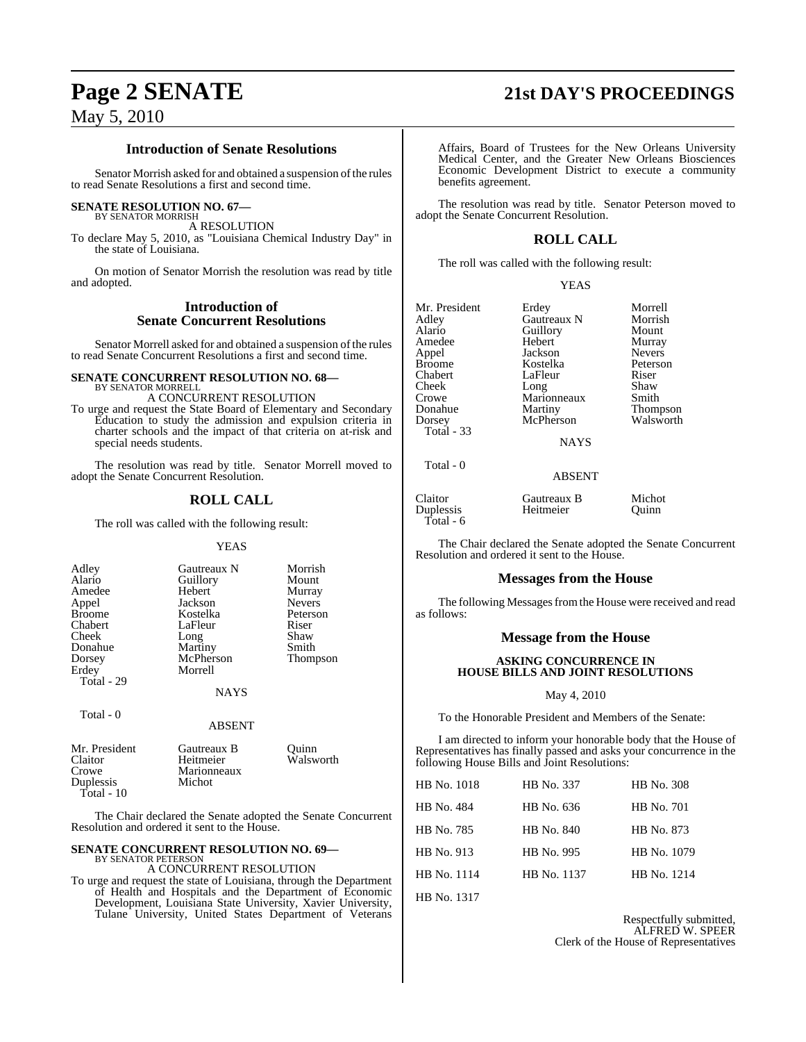### Introduction of Senate Resolutions

Senator Morrish asked for and obtained a suspension of the rules to read Senate Resolutions a first and second time.

**SENATE RESOLUTION NO. 67—**
BY SENATOR MORRISH

A RESOLUTION

To declare May 5, 2010, as "Louisiana Chemical Industry Day" in the state of Louisiana.

On motion of Senator Morrish the resolution was read by title and adopted.

### Introduction of Senate Concurrent Resolutions

Senator Morrell asked for and obtained a suspension of the rules to read Senate Concurrent Resolutions a first and second time.

**SENATE CONCURRENT RESOLUTION NO. 68—**
BY SENATOR MORRELL

A CONCURRENT RESOLUTION

To urge and request the State Board of Elementary and Secondary Education to study the admission and expulsion criteria in charter schools and the impact of that criteria on at-risk and special needs students.

The resolution was read by title. Senator Morrell moved to adopt the Senate Concurrent Resolution.

### ROLL CALL

The roll was called with the following result:

YEAS

| | | |
|---|---|---|
| Adley | Gautreaux N | Morrish |
| Alario | Guillory | Mount |
| Amedee | Hebert | Murray |
| Appel | Jackson | Nevers |
| Broome | Kostelka | Peterson |
| Chabert | LaFleur | Riser |
| Cheek | Long | Shaw |
| Donahue | Martiny | Smith |
| Dorsey | McPherson | Thompson |
| Erdey | Morrell | |

Total - 29

NAYS

Total - 0

ABSENT

| | | |
|---|---|---|
| Mr. President | Gautreaux B | Quinn |
| Claitor | Heitmeier | Walsworth |
| Crowe | Marionneaux | |
| Duplessis | Michot | |

Total - 10

The Chair declared the Senate adopted the Senate Concurrent Resolution and ordered it sent to the House.

**SENATE CONCURRENT RESOLUTION NO. 69—**
BY SENATOR PETERSON

A CONCURRENT RESOLUTION

To urge and request the state of Louisiana, through the Department of Health and Hospitals and the Department of Economic Development, Louisiana State University, Xavier University, Tulane University, United States Department of Veterans Affairs, Board of Trustees for the New Orleans University Medical Center, and the Greater New Orleans Biosciences Economic Development District to execute a community benefits agreement.

The resolution was read by title. Senator Peterson moved to adopt the Senate Concurrent Resolution.

### ROLL CALL

The roll was called with the following result:

YEAS

| | | |
|---|---|---|
| Mr. President | Erdey | Morrell |
| Adley | Gautreaux N | Morrish |
| Alario | Guillory | Mount |
| Amedee | Hebert | Murray |
| Appel | Jackson | Nevers |
| Broome | Kostelka | Peterson |
| Chabert | LaFleur | Riser |
| Cheek | Long | Shaw |
| Crowe | Marionneaux | Smith |
| Donahue | Martiny | Thompson |
| Dorsey | McPherson | Walsworth |

Total - 33

NAYS

Total - 0

ABSENT

| | | |
|---|---|---|
| Claitor | Gautreaux B | Michot |
| Duplessis | Heitmeier | Quinn |

Total - 6

The Chair declared the Senate adopted the Senate Concurrent Resolution and ordered it sent to the House.

### Messages from the House

The following Messages from the House were received and read as follows:

### Message from the House

**ASKING CONCURRENCE IN HOUSE BILLS AND JOINT RESOLUTIONS**

May 4, 2010

To the Honorable President and Members of the Senate:

I am directed to inform your honorable body that the House of Representatives has finally passed and asks your concurrence in the following House Bills and Joint Resolutions:

| | | |
|---|---|---|
| HB No. 1018 | HB No. 337 | HB No. 308 |
| HB No. 484 | HB No. 636 | HB No. 701 |
| HB No. 785 | HB No. 840 | HB No. 873 |
| HB No. 913 | HB No. 995 | HB No. 1079 |
| HB No. 1114 | HB No. 1137 | HB No. 1214 |
| HB No. 1317 | | |

Respectfully submitted,
ALFRED W. SPEER
Clerk of the House of Representatives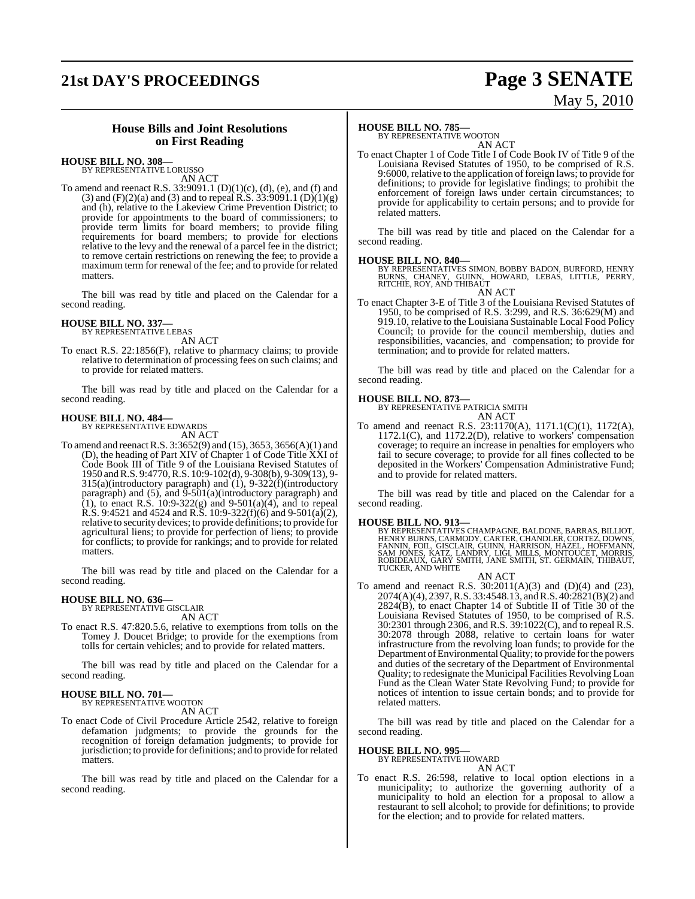## House Bills and Joint Resolutions on First Reading

**HOUSE BILL NO. 308—**
BY REPRESENTATIVE LORUSSO

AN ACT

To amend and reenact R.S. 33:9091.1 (D)(1)(c), (d), (e), and (f) and (3) and (F)(2)(a) and (3) and to repeal R.S. 33:9091.1 (D)(1)(g) and (h), relative to the Lakeview Crime Prevention District; to provide for appointments to the board of commissioners; to provide term limits for board members; to provide filing requirements for board members; to provide for elections relative to the levy and the renewal of a parcel fee in the district; to remove certain restrictions on renewing the fee; to provide a maximum term for renewal of the fee; and to provide for related matters.

The bill was read by title and placed on the Calendar for a second reading.

**HOUSE BILL NO. 337—**
BY REPRESENTATIVE LEBAS

AN ACT

To enact R.S. 22:1856(F), relative to pharmacy claims; to provide relative to determination of processing fees on such claims; and to provide for related matters.

The bill was read by title and placed on the Calendar for a second reading.

**HOUSE BILL NO. 484—**
BY REPRESENTATIVE EDWARDS

AN ACT

To amend and reenact R.S. 3:3652(9) and (15), 3653, 3656(A)(1) and (D), the heading of Part XIV of Chapter 1 of Code Title XXI of Code Book III of Title 9 of the Louisiana Revised Statutes of 1950 and R.S. 9:4770, R.S. 10:9-102(d), 9-308(b), 9-309(13), 9-315(a)(introductory paragraph) and (1), 9-322(f)(introductory paragraph) and (5), and 9-501(a)(introductory paragraph) and (1), to enact R.S. 10:9-322(g) and 9-501(a)(4), and to repeal R.S. 9:4521 and 4524 and R.S. 10:9-322(f)(6) and 9-501(a)(2), relative to security devices; to provide definitions; to provide for agricultural liens; to provide for perfection of liens; to provide for conflicts; to provide for rankings; and to provide for related matters.

The bill was read by title and placed on the Calendar for a second reading.

**HOUSE BILL NO. 636—**
BY REPRESENTATIVE GISCLAIR

AN ACT

To enact R.S. 47:820.5.6, relative to exemptions from tolls on the Tomey J. Doucet Bridge; to provide for the exemptions from tolls for certain vehicles; and to provide for related matters.

The bill was read by title and placed on the Calendar for a second reading.

**HOUSE BILL NO. 701—**
BY REPRESENTATIVE WOOTON

AN ACT

To enact Code of Civil Procedure Article 2542, relative to foreign defamation judgments; to provide the grounds for the recognition of foreign defamation judgments; to provide for jurisdiction; to provide for definitions; and to provide for related matters.

The bill was read by title and placed on the Calendar for a second reading.

**HOUSE BILL NO. 785—**
BY REPRESENTATIVE WOOTON

AN ACT

To enact Chapter 1 of Code Title I of Code Book IV of Title 9 of the Louisiana Revised Statutes of 1950, to be comprised of R.S. 9:6000, relative to the application of foreign laws; to provide for definitions; to provide for legislative findings; to prohibit the enforcement of foreign laws under certain circumstances; to provide for applicability to certain persons; and to provide for related matters.

The bill was read by title and placed on the Calendar for a second reading.

**HOUSE BILL NO. 840—**
BY REPRESENTATIVES SIMON, BOBBY BADON, BURFORD, HENRY BURNS, CHANEY, GUINN, HOWARD, LEBAS, LITTLE, PERRY, RITCHIE, ROY, AND THIBAUT

AN ACT

To enact Chapter 3-E of Title 3 of the Louisiana Revised Statutes of 1950, to be comprised of R.S. 3:299, and R.S. 36:629(M) and 919.10, relative to the Louisiana Sustainable Local Food Policy Council; to provide for the council membership, duties and responsibilities, vacancies, and compensation; to provide for termination; and to provide for related matters.

The bill was read by title and placed on the Calendar for a second reading.

**HOUSE BILL NO. 873—**
BY REPRESENTATIVE PATRICIA SMITH

AN ACT

To amend and reenact R.S. 23:1170(A), 1171.1(C)(1), 1172(A), 1172.1(C), and 1172.2(D), relative to workers' compensation coverage; to require an increase in penalties for employers who fail to secure coverage; to provide for all fines collected to be deposited in the Workers' Compensation Administrative Fund; and to provide for related matters.

The bill was read by title and placed on the Calendar for a second reading.

**HOUSE BILL NO. 913—**
BY REPRESENTATIVES CHAMPAGNE, BALDONE, BARRAS, BILLIOT, HENRY BURNS, CARMODY, CARTER, CHANDLER, CORTEZ, DOWNS, FANNIN, FOIL, GISCLAIR, GUINN, HARRISON, HAZEL, HOFFMANN, SAM JONES, KATZ, LANDRY, LIGI, MILLS, MONTOUCET, MORRIS, ROBIDEAUX, GARY SMITH, JANE SMITH, ST. GERMAIN, THIBAUT, TUCKER, AND WHITE

AN ACT

To amend and reenact R.S. 30:2011(A)(3) and (D)(4) and (23), 2074(A)(4), 2397, R.S. 33:4548.13, and R.S. 40:2821(B)(2) and 2824(B), to enact Chapter 14 of Subtitle II of Title 30 of the Louisiana Revised Statutes of 1950, to be comprised of R.S. 30:2301 through 2306, and R.S. 39:1022(C), and to repeal R.S. 30:2078 through 2088, relative to certain loans for water infrastructure from the revolving loan funds; to provide for the Department of Environmental Quality; to provide for the powers and duties of the secretary of the Department of Environmental Quality; to redesignate the Municipal Facilities Revolving Loan Fund as the Clean Water State Revolving Fund; to provide for notices of intention to issue certain bonds; and to provide for related matters.

The bill was read by title and placed on the Calendar for a second reading.

**HOUSE BILL NO. 995—**
BY REPRESENTATIVE HOWARD

AN ACT

To enact R.S. 26:598, relative to local option elections in a municipality; to authorize the governing authority of a municipality to hold an election for a proposal to allow a restaurant to sell alcohol; to provide for definitions; to provide for the election; and to provide for related matters.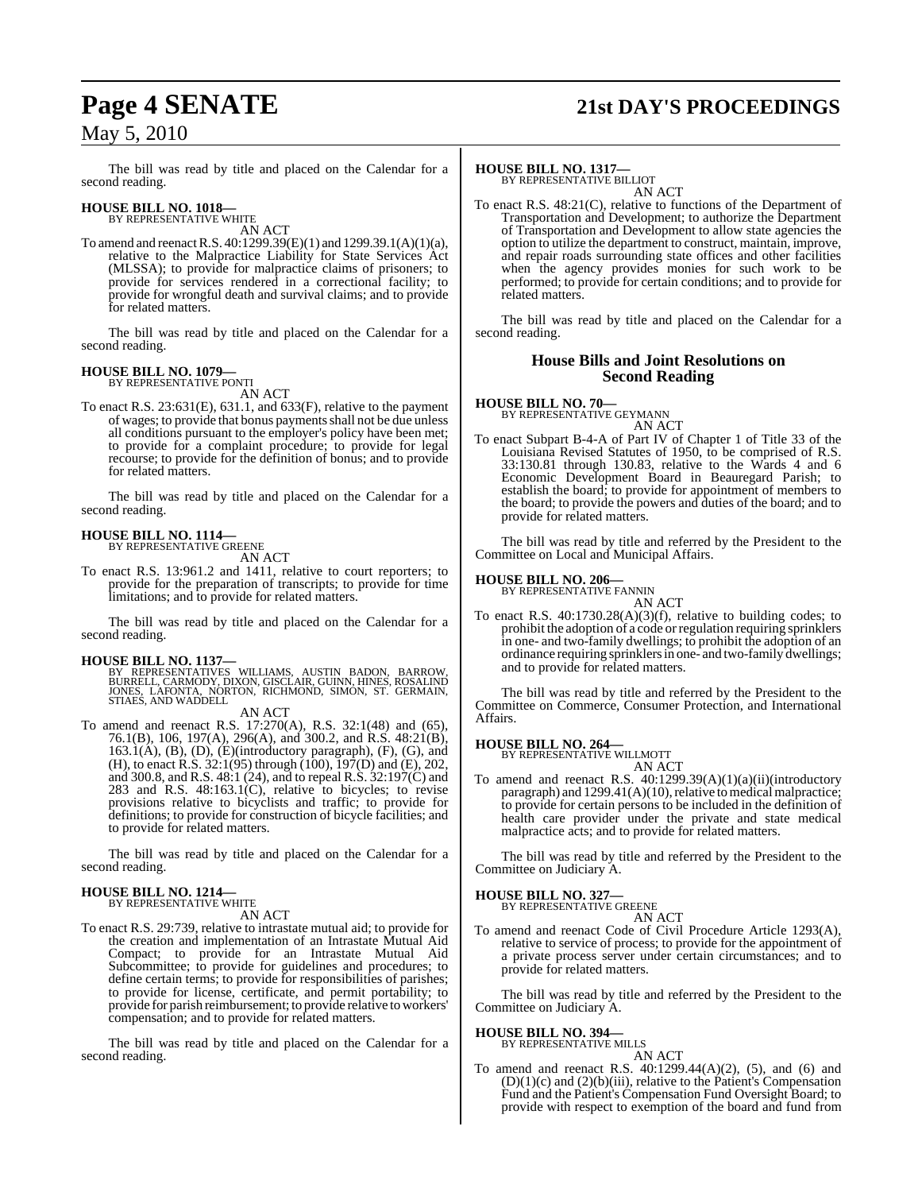The bill was read by title and placed on the Calendar for a second reading.

**HOUSE BILL NO. 1018—**
BY REPRESENTATIVE WHITE

AN ACT

To amend and reenact R.S. 40:1299.39(E)(1) and 1299.39.1(A)(1)(a), relative to the Malpractice Liability for State Services Act (MLSSA); to provide for malpractice claims of prisoners; to provide for services rendered in a correctional facility; to provide for wrongful death and survival claims; and to provide for related matters.

The bill was read by title and placed on the Calendar for a second reading.

**HOUSE BILL NO. 1079—**
BY REPRESENTATIVE PONTI

AN ACT

To enact R.S. 23:631(E), 631.1, and 633(F), relative to the payment of wages; to provide that bonus payments shall not be due unless all conditions pursuant to the employer's policy have been met; to provide for a complaint procedure; to provide for legal recourse; to provide for the definition of bonus; and to provide for related matters.

The bill was read by title and placed on the Calendar for a second reading.

**HOUSE BILL NO. 1114—**
BY REPRESENTATIVE GREENE

AN ACT

To enact R.S. 13:961.2 and 1411, relative to court reporters; to provide for the preparation of transcripts; to provide for time limitations; and to provide for related matters.

The bill was read by title and placed on the Calendar for a second reading.

**HOUSE BILL NO. 1137—**
BY REPRESENTATIVES WILLIAMS, AUSTIN BADON, BARROW, BURRELL, CARMODY, DIXON, GISCLAIR, GUINN, HINES, ROSALIND JONES, LAFONTA, NORTON, RICHMOND, SIMON, ST. GERMAIN, STIAES, AND WADDELL

AN ACT

To amend and reenact R.S. 17:270(A), R.S. 32:1(48) and (65), 76.1(B), 106, 197(A), 296(A), and 300.2, and R.S. 48:21(B), 163.1(A), (B), (D), (E)(introductory paragraph), (F), (G), and (H), to enact R.S. 32:1(95) through (100), 197(D) and (E), 202, and 300.8, and R.S. 48:1 (24), and to repeal R.S. 32:197(C) and 283 and R.S. 48:163.1(C), relative to bicycles; to revise provisions relative to bicyclists and traffic; to provide for definitions; to provide for construction of bicycle facilities; and to provide for related matters.

The bill was read by title and placed on the Calendar for a second reading.

**HOUSE BILL NO. 1214—**
BY REPRESENTATIVE WHITE

AN ACT

To enact R.S. 29:739, relative to intrastate mutual aid; to provide for the creation and implementation of an Intrastate Mutual Aid Compact; to provide for an Intrastate Mutual Aid Subcommittee; to provide for guidelines and procedures; to define certain terms; to provide for responsibilities of parishes; to provide for license, certificate, and permit portability; to provide for parish reimbursement; to provide relative to workers' compensation; and to provide for related matters.

The bill was read by title and placed on the Calendar for a second reading.

**HOUSE BILL NO. 1317—**
BY REPRESENTATIVE BILLIOT

AN ACT

To enact R.S. 48:21(C), relative to functions of the Department of Transportation and Development; to authorize the Department of Transportation and Development to allow state agencies the option to utilize the department to construct, maintain, improve, and repair roads surrounding state offices and other facilities when the agency provides monies for such work to be performed; to provide for certain conditions; and to provide for related matters.

The bill was read by title and placed on the Calendar for a second reading.

## House Bills and Joint Resolutions on Second Reading

**HOUSE BILL NO. 70—**
BY REPRESENTATIVE GEYMANN

AN ACT

To enact Subpart B-4-A of Part IV of Chapter 1 of Title 33 of the Louisiana Revised Statutes of 1950, to be comprised of R.S. 33:130.81 through 130.83, relative to the Wards 4 and 6 Economic Development Board in Beauregard Parish; to establish the board; to provide for appointment of members to the board; to provide the powers and duties of the board; and to provide for related matters.

The bill was read by title and referred by the President to the Committee on Local and Municipal Affairs.

**HOUSE BILL NO. 206—**
BY REPRESENTATIVE FANNIN

AN ACT

To enact R.S. 40:1730.28(A)(3)(f), relative to building codes; to prohibit the adoption of a code or regulation requiring sprinklers in one- and two-family dwellings; to prohibit the adoption of an ordinance requiring sprinklers in one- and two-family dwellings; and to provide for related matters.

The bill was read by title and referred by the President to the Committee on Commerce, Consumer Protection, and International Affairs.

**HOUSE BILL NO. 264—**
BY REPRESENTATIVE WILLMOTT

AN ACT

To amend and reenact R.S. 40:1299.39(A)(1)(a)(ii)(introductory paragraph) and 1299.41(A)(10), relative to medical malpractice; to provide for certain persons to be included in the definition of health care provider under the private and state medical malpractice acts; and to provide for related matters.

The bill was read by title and referred by the President to the Committee on Judiciary A.

**HOUSE BILL NO. 327—**
BY REPRESENTATIVE GREENE

AN ACT

To amend and reenact Code of Civil Procedure Article 1293(A), relative to service of process; to provide for the appointment of a private process server under certain circumstances; and to provide for related matters.

The bill was read by title and referred by the President to the Committee on Judiciary A.

**HOUSE BILL NO. 394—**
BY REPRESENTATIVE MILLS

AN ACT

To amend and reenact R.S. 40:1299.44(A)(2), (5), and (6) and (D)(1)(c) and (2)(b)(iii), relative to the Patient's Compensation Fund and the Patient's Compensation Fund Oversight Board; to provide with respect to exemption of the board and fund from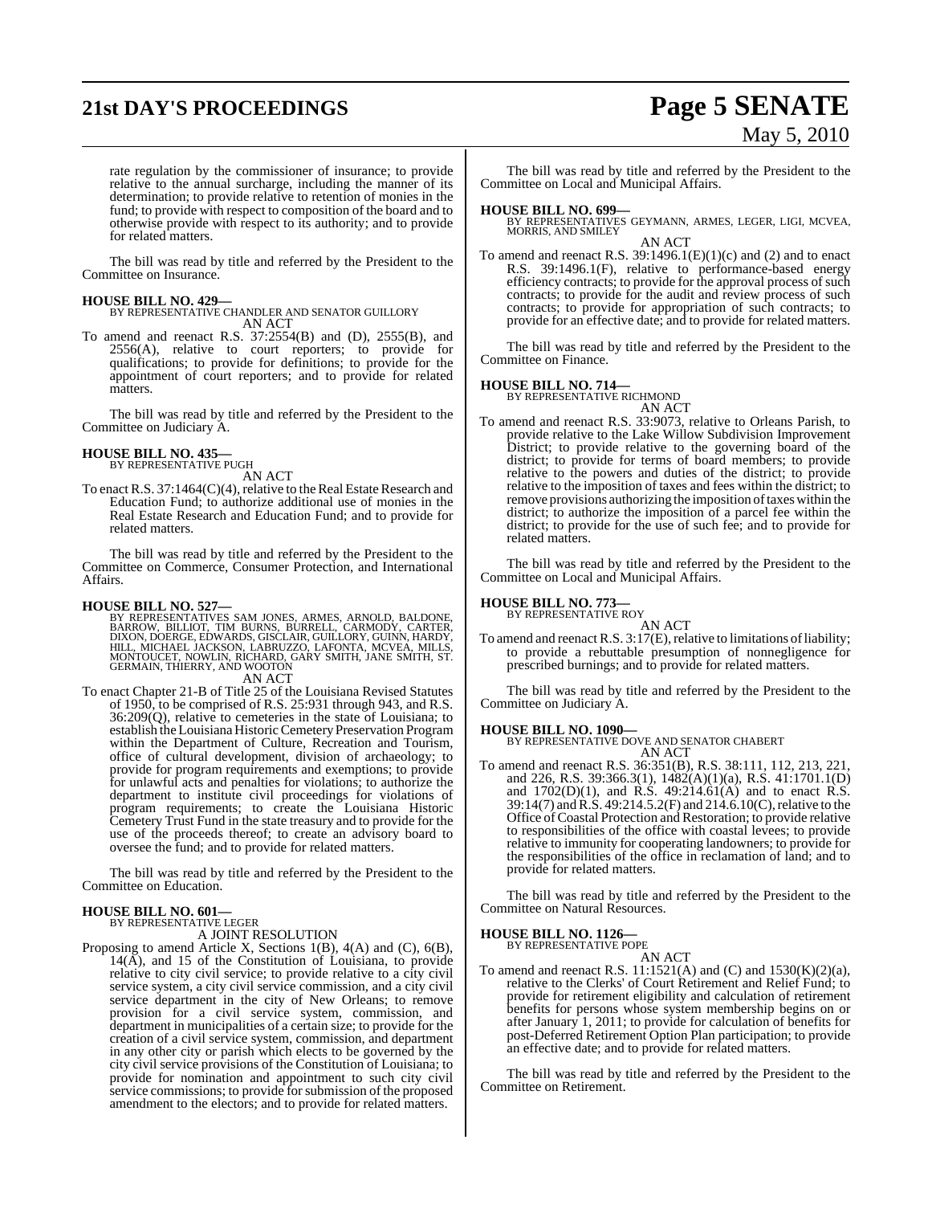rate regulation by the commissioner of insurance; to provide relative to the annual surcharge, including the manner of its determination; to provide relative to retention of monies in the fund; to provide with respect to composition of the board and to otherwise provide with respect to its authority; and to provide for related matters.

The bill was read by title and referred by the President to the Committee on Insurance.

**HOUSE BILL NO. 429—**
BY REPRESENTATIVE CHANDLER AND SENATOR GUILLORY
AN ACT

To amend and reenact R.S. 37:2554(B) and (D), 2555(B), and 2556(A), relative to court reporters; to provide for qualifications; to provide for definitions; to provide for the appointment of court reporters; and to provide for related matters.

The bill was read by title and referred by the President to the Committee on Judiciary A.

**HOUSE BILL NO. 435—**
BY REPRESENTATIVE PUGH
AN ACT

To enact R.S. 37:1464(C)(4), relative to the Real Estate Research and Education Fund; to authorize additional use of monies in the Real Estate Research and Education Fund; and to provide for related matters.

The bill was read by title and referred by the President to the Committee on Commerce, Consumer Protection, and International Affairs.

**HOUSE BILL NO. 527—**
BY REPRESENTATIVES SAM JONES, ARMES, ARNOLD, BALDONE, BARROW, BILLIOT, TIM BURNS, BURRELL, CARMODY, CARTER, DIXON, DOERGE, EDWARDS, GISCLAIR, GUILLORY, GUINN, HARDY, HILL, MICHAEL JACKSON, LABRUZZO, LAFONTA, MCVEA, MILLS, MONTOUCET, NOWLIN, RICHARD, GARY SMITH, JANE SMITH, ST. GERMAIN, THIERRY, AND WOOTON
AN ACT

To enact Chapter 21-B of Title 25 of the Louisiana Revised Statutes of 1950, to be comprised of R.S. 25:931 through 943, and R.S. 36:209(Q), relative to cemeteries in the state of Louisiana; to establish the Louisiana Historic Cemetery Preservation Program within the Department of Culture, Recreation and Tourism, office of cultural development, division of archaeology; to provide for program requirements and exemptions; to provide for unlawful acts and penalties for violations; to authorize the department to institute civil proceedings for violations of program requirements; to create the Louisiana Historic Cemetery Trust Fund in the state treasury and to provide for the use of the proceeds thereof; to create an advisory board to oversee the fund; and to provide for related matters.

The bill was read by title and referred by the President to the Committee on Education.

**HOUSE BILL NO. 601—**
BY REPRESENTATIVE LEGER
A JOINT RESOLUTION

Proposing to amend Article X, Sections 1(B), 4(A) and (C), 6(B), 14(A), and 15 of the Constitution of Louisiana, to provide relative to city civil service; to provide relative to a city civil service system, a city civil service commission, and a city civil service department in the city of New Orleans; to remove provision for a civil service system, commission, and department in municipalities of a certain size; to provide for the creation of a civil service system, commission, and department in any other city or parish which elects to be governed by the city civil service provisions of the Constitution of Louisiana; to provide for nomination and appointment to such city civil service commissions; to provide for submission of the proposed amendment to the electors; and to provide for related matters.

The bill was read by title and referred by the President to the Committee on Local and Municipal Affairs.

**HOUSE BILL NO. 699—**
BY REPRESENTATIVES GEYMANN, ARMES, LEGER, LIGI, MCVEA, MORRIS, AND SMILEY
AN ACT

To amend and reenact R.S. 39:1496.1(E)(1)(c) and (2) and to enact R.S. 39:1496.1(F), relative to performance-based energy efficiency contracts; to provide for the approval process of such contracts; to provide for the audit and review process of such contracts; to provide for appropriation of such contracts; to provide for an effective date; and to provide for related matters.

The bill was read by title and referred by the President to the Committee on Finance.

**HOUSE BILL NO. 714—**
BY REPRESENTATIVE RICHMOND
AN ACT

To amend and reenact R.S. 33:9073, relative to Orleans Parish, to provide relative to the Lake Willow Subdivision Improvement District; to provide relative to the governing board of the district; to provide for terms of board members; to provide relative to the powers and duties of the district; to provide relative to the imposition of taxes and fees within the district; to remove provisions authorizing the imposition of taxes within the district; to authorize the imposition of a parcel fee within the district; to provide for the use of such fee; and to provide for related matters.

The bill was read by title and referred by the President to the Committee on Local and Municipal Affairs.

**HOUSE BILL NO. 773—**
BY REPRESENTATIVE ROY
AN ACT

To amend and reenact R.S. 3:17(E), relative to limitations of liability; to provide a rebuttable presumption of nonnegligence for prescribed burnings; and to provide for related matters.

The bill was read by title and referred by the President to the Committee on Judiciary A.

**HOUSE BILL NO. 1090—**
BY REPRESENTATIVE DOVE AND SENATOR CHABERT
AN ACT

To amend and reenact R.S. 36:351(B), R.S. 38:111, 112, 213, 221, and 226, R.S. 39:366.3(1), 1482(A)(1)(a), R.S. 41:1701.1(D) and 1702(D)(1), and R.S. 49:214.61(A) and to enact R.S. 39:14(7) and R.S. 49:214.5.2(F) and 214.6.10(C), relative to the Office of Coastal Protection and Restoration; to provide relative to responsibilities of the office with coastal levees; to provide relative to immunity for cooperating landowners; to provide for the responsibilities of the office in reclamation of land; and to provide for related matters.

The bill was read by title and referred by the President to the Committee on Natural Resources.

**HOUSE BILL NO. 1126—**
BY REPRESENTATIVE POPE
AN ACT

To amend and reenact R.S. 11:1521(A) and (C) and 1530(K)(2)(a), relative to the Clerks' of Court Retirement and Relief Fund; to provide for retirement eligibility and calculation of retirement benefits for persons whose system membership begins on or after January 1, 2011; to provide for calculation of benefits for post-Deferred Retirement Option Plan participation; to provide an effective date; and to provide for related matters.

The bill was read by title and referred by the President to the Committee on Retirement.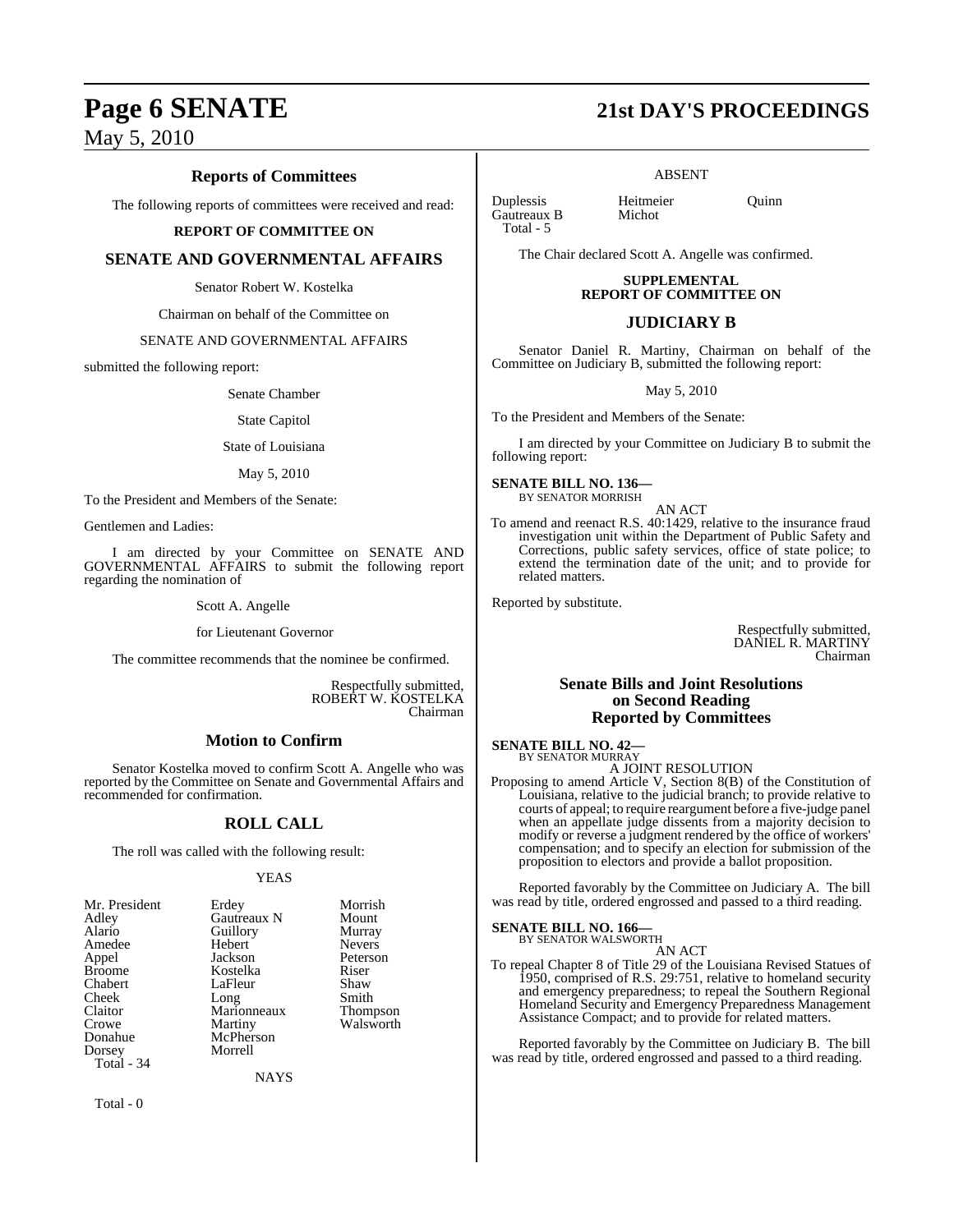## Reports of Committees

The following reports of committees were received and read:

**REPORT OF COMMITTEE ON**

## SENATE AND GOVERNMENTAL AFFAIRS

Senator Robert W. Kostelka

Chairman on behalf of the Committee on

SENATE AND GOVERNMENTAL AFFAIRS

submitted the following report:

Senate Chamber

State Capitol

State of Louisiana

May 5, 2010

To the President and Members of the Senate:

Gentlemen and Ladies:

I am directed by your Committee on SENATE AND GOVERNMENTAL AFFAIRS to submit the following report regarding the nomination of

Scott A. Angelle

for Lieutenant Governor

The committee recommends that the nominee be confirmed.

Respectfully submitted,
ROBERT W. KOSTELKA
Chairman

## Motion to Confirm

Senator Kostelka moved to confirm Scott A. Angelle who was reported by the Committee on Senate and Governmental Affairs and recommended for confirmation.

## ROLL CALL

The roll was called with the following result:

YEAS

| | | |
|---|---|---|
| Mr. President | Erdey | Morrish |
| Adley | Gautreaux N | Mount |
| Alario | Guillory | Murray |
| Amedee | Hebert | Nevers |
| Appel | Jackson | Peterson |
| Broome | Kostelka | Riser |
| Chabert | LaFleur | Shaw |
| Cheek | Long | Smith |
| Claitor | Marionneaux | Thompson |
| Crowe | Martiny | Walsworth |
| Donahue | McPherson | |
| Dorsey | Morrell | |

Total - 34

NAYS

Total - 0

ABSENT

| | | |
|---|---|---|
| Duplessis | Heitmeier | Quinn |
| Gautreaux B | Michot | |

Total - 5

The Chair declared Scott A. Angelle was confirmed.

**SUPPLEMENTAL REPORT OF COMMITTEE ON**

## JUDICIARY B

Senator Daniel R. Martiny, Chairman on behalf of the Committee on Judiciary B, submitted the following report:

May 5, 2010

To the President and Members of the Senate:

I am directed by your Committee on Judiciary B to submit the following report:

**SENATE BILL NO. 136—**
BY SENATOR MORRISH

AN ACT

To amend and reenact R.S. 40:1429, relative to the insurance fraud investigation unit within the Department of Public Safety and Corrections, public safety services, office of state police; to extend the termination date of the unit; and to provide for related matters.

Reported by substitute.

Respectfully submitted,
DANIEL R. MARTINY
Chairman

## Senate Bills and Joint Resolutions on Second Reading Reported by Committees

**SENATE BILL NO. 42—**
BY SENATOR MURRAY

A JOINT RESOLUTION

Proposing to amend Article V, Section 8(B) of the Constitution of Louisiana, relative to the judicial branch; to provide relative to courts of appeal; to require reargument before a five-judge panel when an appellate judge dissents from a majority decision to modify or reverse a judgment rendered by the office of workers' compensation; and to specify an election for submission of the proposition to electors and provide a ballot proposition.

Reported favorably by the Committee on Judiciary A. The bill was read by title, ordered engrossed and passed to a third reading.

**SENATE BILL NO. 166—**
BY SENATOR WALSWORTH

AN ACT

To repeal Chapter 8 of Title 29 of the Louisiana Revised Statues of 1950, comprised of R.S. 29:751, relative to homeland security and emergency preparedness; to repeal the Southern Regional Homeland Security and Emergency Preparedness Management Assistance Compact; and to provide for related matters.

Reported favorably by the Committee on Judiciary B. The bill was read by title, ordered engrossed and passed to a third reading.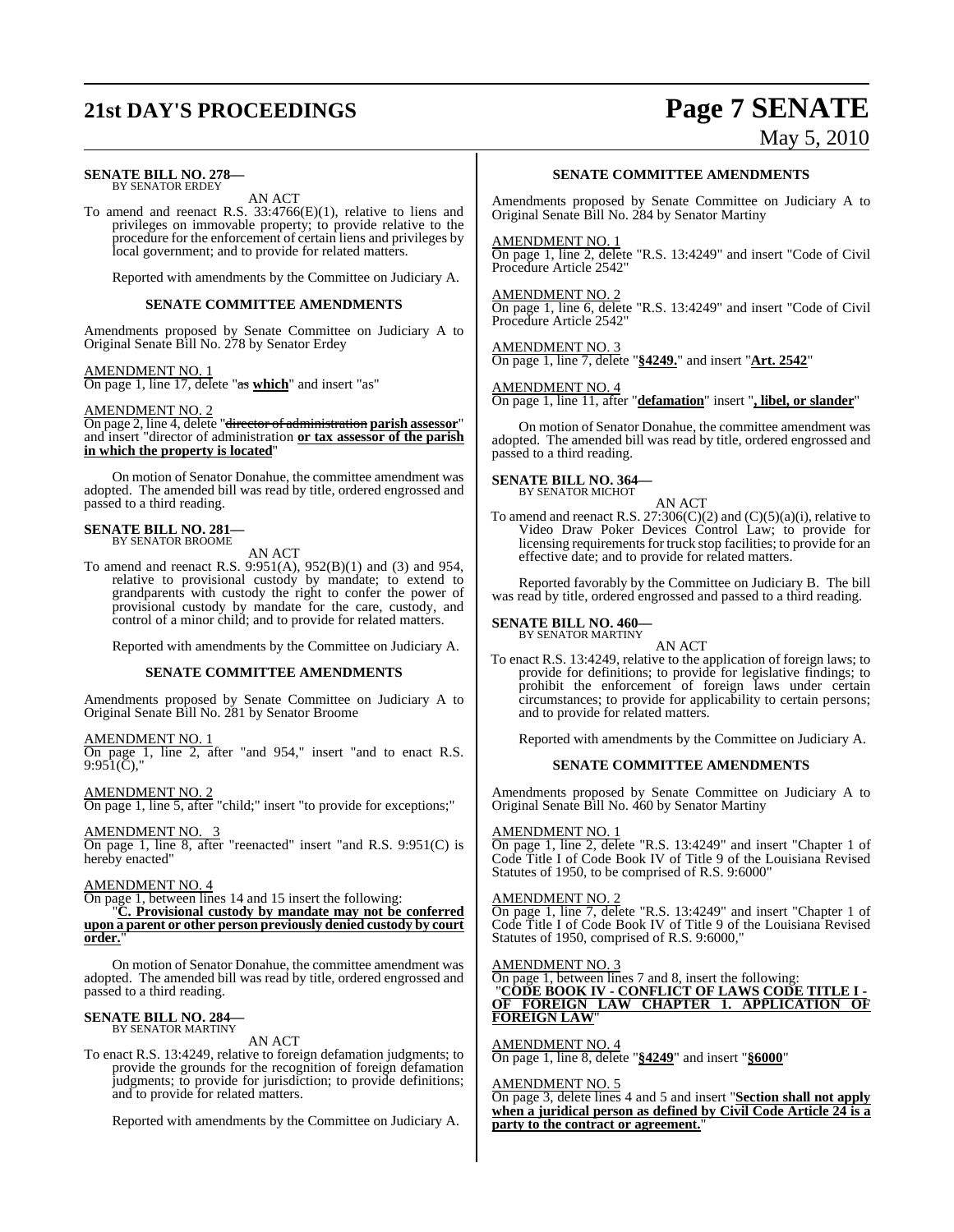**SENATE BILL NO. 278—**
BY SENATOR ERDEY

AN ACT

To amend and reenact R.S. 33:4766(E)(1), relative to liens and privileges on immovable property; to provide relative to the procedure for the enforcement of certain liens and privileges by local government; and to provide for related matters.

Reported with amendments by the Committee on Judiciary A.

**SENATE COMMITTEE AMENDMENTS**

Amendments proposed by Senate Committee on Judiciary A to Original Senate Bill No. 278 by Senator Erdey

AMENDMENT NO. 1
On page 1, line 17, delete "~~as~~ **which**" and insert "as"

AMENDMENT NO. 2
On page 2, line 4, delete "~~director of administration~~ **parish assessor**" and insert "director of administration **or tax assessor of the parish in which the property is located**"

On motion of Senator Donahue, the committee amendment was adopted. The amended bill was read by title, ordered engrossed and passed to a third reading.

**SENATE BILL NO. 281—**
BY SENATOR BROOME

AN ACT

To amend and reenact R.S. 9:951(A), 952(B)(1) and (3) and 954, relative to provisional custody by mandate; to extend to grandparents with custody the right to confer the power of provisional custody by mandate for the care, custody, and control of a minor child; and to provide for related matters.

Reported with amendments by the Committee on Judiciary A.

**SENATE COMMITTEE AMENDMENTS**

Amendments proposed by Senate Committee on Judiciary A to Original Senate Bill No. 281 by Senator Broome

AMENDMENT NO. 1
On page 1, line 2, after "and 954," insert "and to enact R.S. 9:951(C),"

AMENDMENT NO. 2
On page 1, line 5, after "child;" insert "to provide for exceptions;"

AMENDMENT NO. 3
On page 1, line 8, after "reenacted" insert "and R.S. 9:951(C) is hereby enacted"

AMENDMENT NO. 4
On page 1, between lines 14 and 15 insert the following:
"**C. Provisional custody by mandate may not be conferred upon a parent or other person previously denied custody by court order.**"

On motion of Senator Donahue, the committee amendment was adopted. The amended bill was read by title, ordered engrossed and passed to a third reading.

**SENATE BILL NO. 284—**
BY SENATOR MARTINY

AN ACT

To enact R.S. 13:4249, relative to foreign defamation judgments; to provide the grounds for the recognition of foreign defamation judgments; to provide for jurisdiction; to provide definitions; and to provide for related matters.

Reported with amendments by the Committee on Judiciary A.

**SENATE COMMITTEE AMENDMENTS**

Amendments proposed by Senate Committee on Judiciary A to Original Senate Bill No. 284 by Senator Martiny

AMENDMENT NO. 1
On page 1, line 2, delete "R.S. 13:4249" and insert "Code of Civil Procedure Article 2542"

AMENDMENT NO. 2
On page 1, line 6, delete "R.S. 13:4249" and insert "Code of Civil Procedure Article 2542"

AMENDMENT NO. 3
On page 1, line 7, delete "**§4249.**" and insert "**Art. 2542**"

AMENDMENT NO. 4
On page 1, line 11, after "**defamation**" insert "**, libel, or slander**"

On motion of Senator Donahue, the committee amendment was adopted. The amended bill was read by title, ordered engrossed and passed to a third reading.

**SENATE BILL NO. 364—**
BY SENATOR MICHOT

AN ACT

To amend and reenact R.S. 27:306(C)(2) and (C)(5)(a)(i), relative to Video Draw Poker Devices Control Law; to provide for licensing requirements for truck stop facilities; to provide for an effective date; and to provide for related matters.

Reported favorably by the Committee on Judiciary B. The bill was read by title, ordered engrossed and passed to a third reading.

**SENATE BILL NO. 460—**
BY SENATOR MARTINY

AN ACT

To enact R.S. 13:4249, relative to the application of foreign laws; to provide for definitions; to provide for legislative findings; to prohibit the enforcement of foreign laws under certain circumstances; to provide for applicability to certain persons; and to provide for related matters.

Reported with amendments by the Committee on Judiciary A.

**SENATE COMMITTEE AMENDMENTS**

Amendments proposed by Senate Committee on Judiciary A to Original Senate Bill No. 460 by Senator Martiny

AMENDMENT NO. 1
On page 1, line 2, delete "R.S. 13:4249" and insert "Chapter 1 of Code Title I of Code Book IV of Title 9 of the Louisiana Revised Statutes of 1950, to be comprised of R.S. 9:6000"

AMENDMENT NO. 2
On page 1, line 7, delete "R.S. 13:4249" and insert "Chapter 1 of Code Title I of Code Book IV of Title 9 of the Louisiana Revised Statutes of 1950, comprised of R.S. 9:6000,"

AMENDMENT NO. 3
On page 1, between lines 7 and 8, insert the following:
"**CODE BOOK IV - CONFLICT OF LAWS CODE TITLE I - OF FOREIGN LAW CHAPTER 1. APPLICATION OF FOREIGN LAW**"

AMENDMENT NO. 4
On page 1, line 8, delete "**§4249**" and insert "**§6000**"

AMENDMENT NO. 5
On page 3, delete lines 4 and 5 and insert "**Section shall not apply when a juridical person as defined by Civil Code Article 24 is a party to the contract or agreement.**"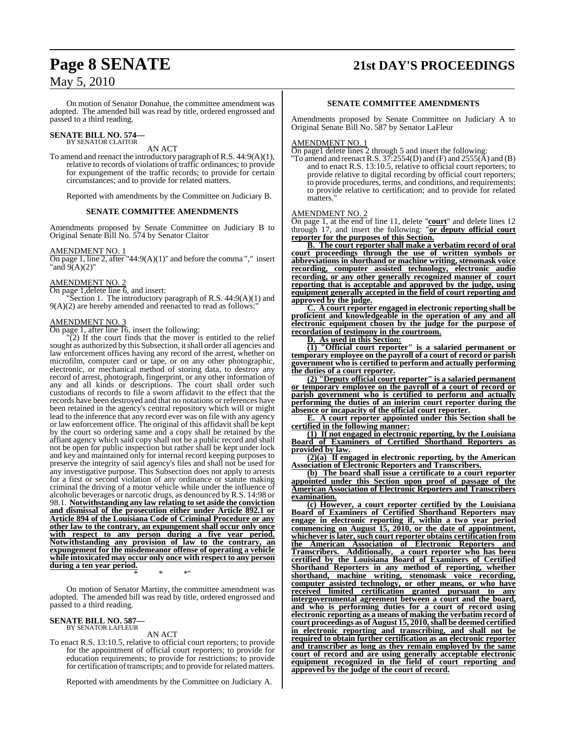On motion of Senator Donahue, the committee amendment was adopted. The amended bill was read by title, ordered engrossed and passed to a third reading.

**SENATE BILL NO. 574—**
BY SENATOR CLAITOR

AN ACT

To amend and reenact the introductory paragraph of R.S. 44:9(A)(1), relative to records of violations of traffic ordinances; to provide for expungement of the traffic records; to provide for certain circumstances; and to provide for related matters.

Reported with amendments by the Committee on Judiciary B.

**SENATE COMMITTEE AMENDMENTS**

Amendments proposed by Senate Committee on Judiciary B to Original Senate Bill No. 574 by Senator Claitor

AMENDMENT NO. 1
On page 1, line 2, after "44:9(A)(1)" and before the comma "," insert "and 9(A)(2)"

AMENDMENT NO. 2
On page 1,delete line 6, and insert:

"Section 1. The introductory paragraph of R.S. 44:9(A)(1) and 9(A)(2) are hereby amended and reenacted to read as follows:"

AMENDMENT NO. 3
On page 1, after line 16, insert the following:

"(2) If the court finds that the mover is entitled to the relief sought as authorized by this Subsection, it shall order all agencies and law enforcement offices having any record of the arrest, whether on microfilm, computer card or tape, or on any other photographic, electronic, or mechanical method of storing data, to destroy any record of arrest, photograph, fingerprint, or any other information of any and all kinds or descriptions. The court shall order such custodians of records to file a sworn affidavit to the effect that the records have been destroyed and that no notations or references have been retained in the agency's central repository which will or might lead to the inference that any record ever was on file with any agency or law enforcement office. The original of this affidavit shall be kept by the court so ordering same and a copy shall be retained by the affiant agency which said copy shall not be a public record and shall not be open for public inspection but rather shall be kept under lock and key and maintained only for internal record keeping purposes to preserve the integrity of said agency's files and shall not be used for any investigative purpose. This Subsection does not apply to arrests for a first or second violation of any ordinance or statute making criminal the driving of a motor vehicle while under the influence of alcoholic beverages or narcotic drugs, as denounced by R.S. 14:98 or 98.1. **Notwithstanding any law relating to set aside the conviction and dismissal of the prosecution either under Article 892.1 or Article 894 of the Louisiana Code of Criminal Procedure or any other law to the contrary, an expungement shall occur only once with respect to any person during a five year period. Notwithstanding any provision of law to the contrary, an expungement for the misdemeanor offense of operating a vehicle while intoxicated may occur only once with respect to any person during a ten year period.**

\* \* \*"

On motion of Senator Martiny, the committee amendment was adopted. The amended bill was read by title, ordered engrossed and passed to a third reading.

**SENATE BILL NO. 587—**
BY SENATOR LAFLEUR

AN ACT

To enact R.S. 13:10.5, relative to official court reporters; to provide for the appointment of official court reporters; to provide for education requirements; to provide for restrictions; to provide for certification of transcripts; and to provide for related matters.

Reported with amendments by the Committee on Judiciary A.

**SENATE COMMITTEE AMENDMENTS**

Amendments proposed by Senate Committee on Judiciary A to Original Senate Bill No. 587 by Senator LaFleur

AMENDMENT NO. 1
On page1 delete lines 2 through 5 and insert the following:

"To amend and reenact R.S. 37:2554(D) and (F) and 2555(A) and (B) and to enact R.S. 13:10.5, relative to official court reporters; to provide relative to digital recording by official court reporters; to provide procedures, terms, and conditions, and requirements; to provide relative to certification; and to provide for related matters."

AMENDMENT NO. 2
On page 1, at the end of line 11, delete "**court**" and delete lines 12 through 17, and insert the following: "**or deputy official court reporter for the purposes of this Section.**

**B. The court reporter shall make a verbatim record of oral court proceedings through the use of written symbols or abbreviations in shorthand or machine writing, stenomask voice recording, computer assisted technology, electronic audio recording, or any other generally recognized manner of court reporting that is acceptable and approved by the judge, using equipment generally accepted in the field of court reporting and approved by the judge.**

**C. A court reporter engaged in electronic reporting shall be proficient and knowledgeable in the operation of any and all electronic equipment chosen by the judge for the purpose of recordation of testimony in the courtroom.**

**D. As used in this Section:**

**(1) "Official court reporter" is a salaried permanent or temporary employee on the payroll of a court of record or parish government who is certified to perform and actually performing the duties of a court reporter.**

**(2) "Deputy official court reporter" is a salaried permanent or temporary employee on the payroll of a court of record or parish government who is certified to perform and actually performing the duties of an interim court reporter during the absence or incapacity of the official court reporter.**

**E. A court reporter appointed under this Section shall be certified in the following manner:**

**(1) If not engaged in electronic reporting, by the Louisiana Board of Examiners of Certified Shorthand Reporters as provided by law.**

**(2)(a) If engaged in electronic reporting, by the American Association of Electronic Reporters and Transcribers.**

**(b) The board shall issue a certificate to a court reporter appointed under this Section upon proof of passage of the American Association of Electronic Reporters and Transcribers examination.**

**(c) However, a court reporter certified by the Louisiana Board of Examiners of Certified Shorthand Reporters may engage in electronic reporting if, within a two year period commencing on August 15, 2010, or the date of appointment, whichever is later, such court reporter obtains certification from the American Association of Electronic Reporters and Transcribers. Additionally, a court reporter who has been certified by the Louisiana Board of Examiners of Certified Shorthand Reporters in any method of reporting, whether shorthand, machine writing, stenomask voice recording, computer assisted technology, or other means, or who have received limited certification granted pursuant to any intergovernmental agreement between a court and the board, and who is performing duties for a court of record using electronic reporting as a means of making the verbatim record of court proceedings as of August 15, 2010, shall be deemed certified in electronic reporting and transcribing, and shall not be required to obtain further certification as an electronic reporter and transcriber as long as they remain employed by the same court of record and are using generally acceptable electronic equipment recognized in the field of court reporting and approved by the judge of the court of record.**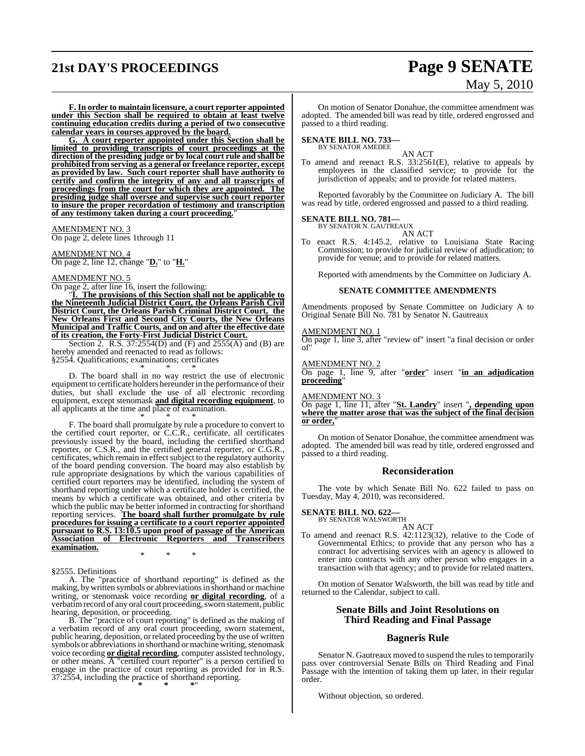**F. In order to maintain licensure, a court reporter appointed under this Section shall be required to obtain at least twelve continuing education credits during a period of two consecutive calendar years in courses approved by the board.**

**G. A court reporter appointed under this Section shall be limited to providing transcripts of court proceedings at the direction of the presiding judge or by local court rule and shall be prohibited from serving as a general or freelance reporter, except as provided by law. Such court reporter shall have authority to certify and confirm the integrity of any and all transcripts of proceedings from the court for which they are appointed. The presiding judge shall oversee and supervise such court reporter to insure the proper recordation of testimony and transcription of any testimony taken during a court proceeding.**"

AMENDMENT NO. 3
On page 2, delete lines 1through 11

AMENDMENT NO. 4
On page 2, line 12, change "**D.**" to "**H.**"

AMENDMENT NO. 5
On page 2, after line 16, insert the following:

"**I. The provisions of this Section shall not be applicable to the Nineteenth Judicial District Court, the Orleans Parish Civil District Court, the Orleans Parish Criminal District Court, the New Orleans First and Second City Courts, the New Orleans Municipal and Traffic Courts, and on and after the effective date of its creation, the Forty-First Judicial District Court.**

Section 2. R.S. 37:2554(D) and (F) and 2555(A) and (B) are hereby amended and reenacted to read as follows:

§2554. Qualifications; examinations; certificates

\* \* \*

D. The board shall in no way restrict the use of electronic equipment to certificate holders hereunder in the performance of their duties, but shall exclude the use of all electronic recording equipment, except stenomask **and digital recording equipment**, to all applicants at the time and place of examination.

\* \* \*

F. The board shall promulgate by rule a procedure to convert to the certified court reporter, or C.C.R., certificate, all certificates previously issued by the board, including the certified shorthand reporter, or C.S.R., and the certified general reporter, or C.G.R., certificates, which remain in effect subject to the regulatory authority of the board pending conversion. The board may also establish by rule appropriate designations by which the various capabilities of certified court reporters may be identified, including the system of shorthand reporting under which a certificate holder is certified, the means by which a certificate was obtained, and other criteria by which the public may be better informed in contracting for shorthand reporting services. **The board shall further promulgate by rule procedures for issuing a certificate to a court reporter appointed pursuant to R.S. 13:10.5 upon proof of passage of the American Association of Electronic Reporters and Transcribers examination.**

\* \* \*

§2555. Definitions

A. The "practice of shorthand reporting" is defined as the making, by written symbols or abbreviations in shorthand or machine writing, or stenomask voice recording **or digital recording**, of a verbatim record of any oral court proceeding, sworn statement, public hearing, deposition, or proceeding.

B. The "practice of court reporting" is defined as the making of a verbatim record of any oral court proceeding, sworn statement, public hearing, deposition, or related proceeding by the use of written symbols or abbreviations in shorthand or machine writing, stenomask voice recording **or digital recording**, computer assisted technology, or other means. A "certified court reporter" is a person certified to engage in the practice of court reporting as provided for in R.S. 37:2554, including the practice of shorthand reporting.

\* \* \*"

On motion of Senator Donahue, the committee amendment was adopted. The amended bill was read by title, ordered engrossed and passed to a third reading.

**SENATE BILL NO. 733—**
BY SENATOR AMEDEE

AN ACT

To amend and reenact R.S. 33:2561(E), relative to appeals by employees in the classified service; to provide for the jurisdiction of appeals; and to provide for related matters.

Reported favorably by the Committee on Judiciary A. The bill was read by title, ordered engrossed and passed to a third reading.

**SENATE BILL NO. 781—**
BY SENATOR N. GAUTREAUX

AN ACT

To enact R.S. 4:145.2, relative to Louisiana State Racing Commission; to provide for judicial review of adjudication; to provide for venue; and to provide for related matters.

Reported with amendments by the Committee on Judiciary A.

### SENATE COMMITTEE AMENDMENTS

Amendments proposed by Senate Committee on Judiciary A to Original Senate Bill No. 781 by Senator N. Gautreaux

AMENDMENT NO. 1
On page 1, line 3, after "review of" insert "a final decision or order of"

AMENDMENT NO. 2
On page 1, line 9, after "**order**" insert "**in an adjudication proceeding**"

AMENDMENT NO. 3
On page 1, line 11, after "**St. Landry**" insert "**, depending upon where the matter arose that was the subject of the final decision or order,**"

On motion of Senator Donahue, the committee amendment was adopted. The amended bill was read by title, ordered engrossed and passed to a third reading.

## Reconsideration

The vote by which Senate Bill No. 622 failed to pass on Tuesday, May 4, 2010, was reconsidered.

**SENATE BILL NO. 622—**
BY SENATOR WALSWORTH

AN ACT

To amend and reenact R.S. 42:1123(32), relative to the Code of Governmental Ethics; to provide that any person who has a contract for advertising services with an agency is allowed to enter into contracts with any other person who engages in a transaction with that agency; and to provide for related matters.

On motion of Senator Walsworth, the bill was read by title and returned to the Calendar, subject to call.

## Senate Bills and Joint Resolutions on Third Reading and Final Passage

## Bagneris Rule

Senator N. Gautreaux moved to suspend the rules to temporarily pass over controversial Senate Bills on Third Reading and Final Passage with the intention of taking them up later, in their regular order.

Without objection, so ordered.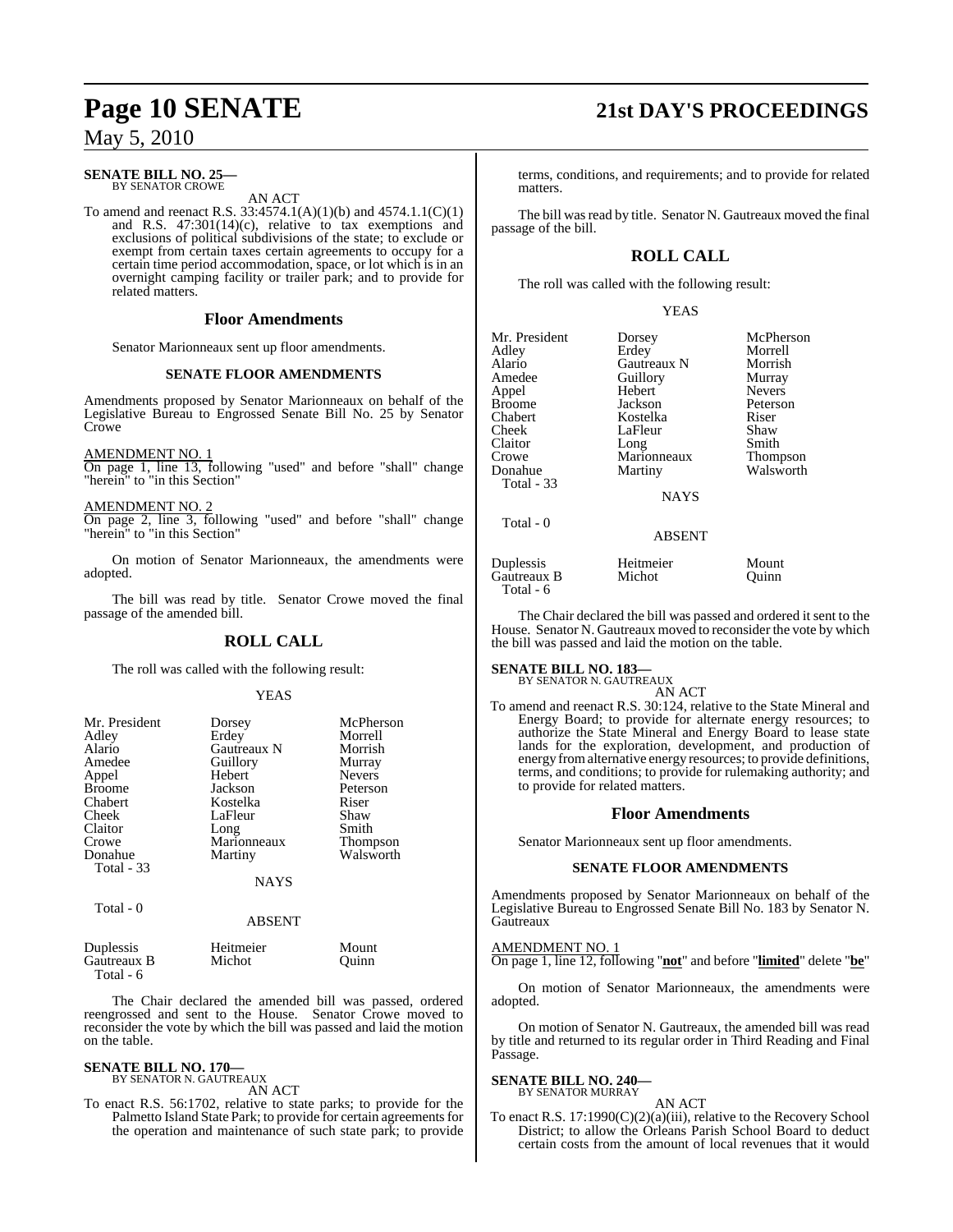**SENATE BILL NO. 25—**
BY SENATOR CROWE

AN ACT

To amend and reenact R.S. 33:4574.1(A)(1)(b) and 4574.1.1(C)(1) and R.S. 47:301(14)(c), relative to tax exemptions and exclusions of political subdivisions of the state; to exclude or exempt from certain taxes certain agreements to occupy for a certain time period accommodation, space, or lot which is in an overnight camping facility or trailer park; and to provide for related matters.

### Floor Amendments

Senator Marionneaux sent up floor amendments.

#### SENATE FLOOR AMENDMENTS

Amendments proposed by Senator Marionneaux on behalf of the Legislative Bureau to Engrossed Senate Bill No. 25 by Senator Crowe

AMENDMENT NO. 1
On page 1, line 13, following "used" and before "shall" change "herein" to "in this Section"

AMENDMENT NO. 2
On page 2, line 3, following "used" and before "shall" change "herein" to "in this Section"

On motion of Senator Marionneaux, the amendments were adopted.

The bill was read by title. Senator Crowe moved the final passage of the amended bill.

### ROLL CALL

The roll was called with the following result:

YEAS

| | | |
|---|---|---|
| Mr. President | Dorsey | McPherson |
| Adley | Erdey | Morrell |
| Alario | Gautreaux N | Morrish |
| Amedee | Guillory | Murray |
| Appel | Hebert | Nevers |
| Broome | Jackson | Peterson |
| Chabert | Kostelka | Riser |
| Cheek | LaFleur | Shaw |
| Claitor | Long | Smith |
| Crowe | Marionneaux | Thompson |
| Donahue | Martiny | Walsworth |

Total - 33

NAYS

Total - 0

ABSENT

| | | |
|---|---|---|
| Duplessis | Heitmeier | Mount |
| Gautreaux B | Michot | Quinn |

Total - 6

The Chair declared the amended bill was passed, ordered reengrossed and sent to the House. Senator Crowe moved to reconsider the vote by which the bill was passed and laid the motion on the table.

**SENATE BILL NO. 170—**
BY SENATOR N. GAUTREAUX

AN ACT

To enact R.S. 56:1702, relative to state parks; to provide for the Palmetto Island State Park; to provide for certain agreements for the operation and maintenance of such state park; to provide terms, conditions, and requirements; and to provide for related matters.

The bill was read by title. Senator N. Gautreaux moved the final passage of the bill.

### ROLL CALL

The roll was called with the following result:

YEAS

| | | |
|---|---|---|
| Mr. President | Dorsey | McPherson |
| Adley | Erdey | Morrell |
| Alario | Gautreaux N | Morrish |
| Amedee | Guillory | Murray |
| Appel | Hebert | Nevers |
| Broome | Jackson | Peterson |
| Chabert | Kostelka | Riser |
| Cheek | LaFleur | Shaw |
| Claitor | Long | Smith |
| Crowe | Marionneaux | Thompson |
| Donahue | Martiny | Walsworth |

Total - 33

NAYS

Total - 0

ABSENT

| | | |
|---|---|---|
| Duplessis | Heitmeier | Mount |
| Gautreaux B | Michot | Quinn |

Total - 6

The Chair declared the bill was passed and ordered it sent to the House. Senator N. Gautreaux moved to reconsider the vote by which the bill was passed and laid the motion on the table.

**SENATE BILL NO. 183—**
BY SENATOR N. GAUTREAUX

AN ACT

To amend and reenact R.S. 30:124, relative to the State Mineral and Energy Board; to provide for alternate energy resources; to authorize the State Mineral and Energy Board to lease state lands for the exploration, development, and production of energy from alternative energy resources; to provide definitions, terms, and conditions; to provide for rulemaking authority; and to provide for related matters.

### Floor Amendments

Senator Marionneaux sent up floor amendments.

#### SENATE FLOOR AMENDMENTS

Amendments proposed by Senator Marionneaux on behalf of the Legislative Bureau to Engrossed Senate Bill No. 183 by Senator N. Gautreaux

AMENDMENT NO. 1
On page 1, line 12, following "**not**" and before "**limited**" delete "**be**"

On motion of Senator Marionneaux, the amendments were adopted.

On motion of Senator N. Gautreaux, the amended bill was read by title and returned to its regular order in Third Reading and Final Passage.

**SENATE BILL NO. 240—**
BY SENATOR MURRAY

AN ACT

To enact R.S. 17:1990(C)(2)(a)(iii), relative to the Recovery School District; to allow the Orleans Parish School Board to deduct certain costs from the amount of local revenues that it would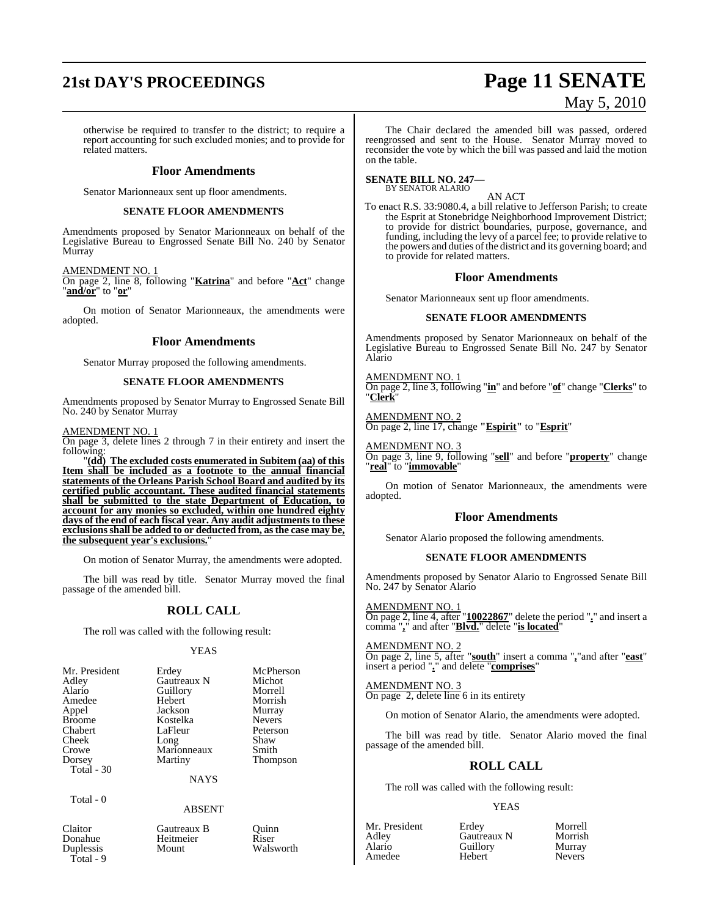otherwise be required to transfer to the district; to require a report accounting for such excluded monies; and to provide for related matters.

## Floor Amendments

Senator Marionneaux sent up floor amendments.

### SENATE FLOOR AMENDMENTS

Amendments proposed by Senator Marionneaux on behalf of the Legislative Bureau to Engrossed Senate Bill No. 240 by Senator Murray

AMENDMENT NO. 1
On page 2, line 8, following "**Katrina**" and before "**Act**" change "**and/or**" to "**or**"

On motion of Senator Marionneaux, the amendments were adopted.

## Floor Amendments

Senator Murray proposed the following amendments.

### SENATE FLOOR AMENDMENTS

Amendments proposed by Senator Murray to Engrossed Senate Bill No. 240 by Senator Murray

AMENDMENT NO. 1
On page 3, delete lines 2 through 7 in their entirety and insert the following:

"**(dd) The excluded costs enumerated in Subitem (aa) of this Item shall be included as a footnote to the annual financial statements of the Orleans Parish School Board and audited by its certified public accountant. These audited financial statements shall be submitted to the state Department of Education, to account for any monies so excluded, within one hundred eighty days of the end of each fiscal year. Any audit adjustments to these exclusions shall be added to or deducted from, as the case may be, the subsequent year's exclusions.**"

On motion of Senator Murray, the amendments were adopted.

The bill was read by title. Senator Murray moved the final passage of the amended bill.

## ROLL CALL

The roll was called with the following result:

YEAS

| | | |
|---|---|---|
| Mr. President | Erdey | McPherson |
| Adley | Gautreaux N | Michot |
| Alario | Guillory | Morrell |
| Amedee | Hebert | Morrish |
| Appel | Jackson | Murray |
| Broome | Kostelka | Nevers |
| Chabert | LaFleur | Peterson |
| Cheek | Long | Shaw |
| Crowe | Marionneaux | Smith |
| Dorsey | Martiny | Thompson |

Total - 30

NAYS

Total - 0

ABSENT

| | | |
|---|---|---|
| Claitor | Gautreaux B | Quinn |
| Donahue | Heitmeier | Riser |
| Duplessis | Mount | Walsworth |

Total - 9

The Chair declared the amended bill was passed, ordered reengrossed and sent to the House. Senator Murray moved to reconsider the vote by which the bill was passed and laid the motion on the table.

**SENATE BILL NO. 247—**
BY SENATOR ALARIO

AN ACT

To enact R.S. 33:9080.4, a bill relative to Jefferson Parish; to create the Esprit at Stonebridge Neighborhood Improvement District; to provide for district boundaries, purpose, governance, and funding, including the levy of a parcel fee; to provide relative to the powers and duties of the district and its governing board; and to provide for related matters.

## Floor Amendments

Senator Marionneaux sent up floor amendments.

### SENATE FLOOR AMENDMENTS

Amendments proposed by Senator Marionneaux on behalf of the Legislative Bureau to Engrossed Senate Bill No. 247 by Senator Alario

AMENDMENT NO. 1
On page 2, line 3, following "**in**" and before "**of**" change "**Clerks**" to "**Clerk**"

AMENDMENT NO. 2
On page 2, line 17, change **"Espirit"** to "**Esprit**"

AMENDMENT NO. 3
On page 3, line 9, following "**sell**" and before "**property**" change "**real**" to "**immovable**"

On motion of Senator Marionneaux, the amendments were adopted.

## Floor Amendments

Senator Alario proposed the following amendments.

### SENATE FLOOR AMENDMENTS

Amendments proposed by Senator Alario to Engrossed Senate Bill No. 247 by Senator Alario

AMENDMENT NO. 1
On page 2, line 4, after "**10022867**" delete the period "**.**" and insert a comma "**,**" and after "**Blvd.**" delete "**is located**"

AMENDMENT NO. 2
On page 2, line 5, after "**south**" insert a comma "**,**"and after "**east**" insert a period "**.**" and delete "**comprises**"

AMENDMENT NO. 3
On page 2, delete line 6 in its entirety

On motion of Senator Alario, the amendments were adopted.

The bill was read by title. Senator Alario moved the final passage of the amended bill.

## ROLL CALL

The roll was called with the following result:

YEAS

| | | |
|---|---|---|
| Mr. President | Erdey | Morrell |
| Adley | Gautreaux N | Morrish |
| Alario | Guillory | Murray |
| Amedee | Hebert | Nevers |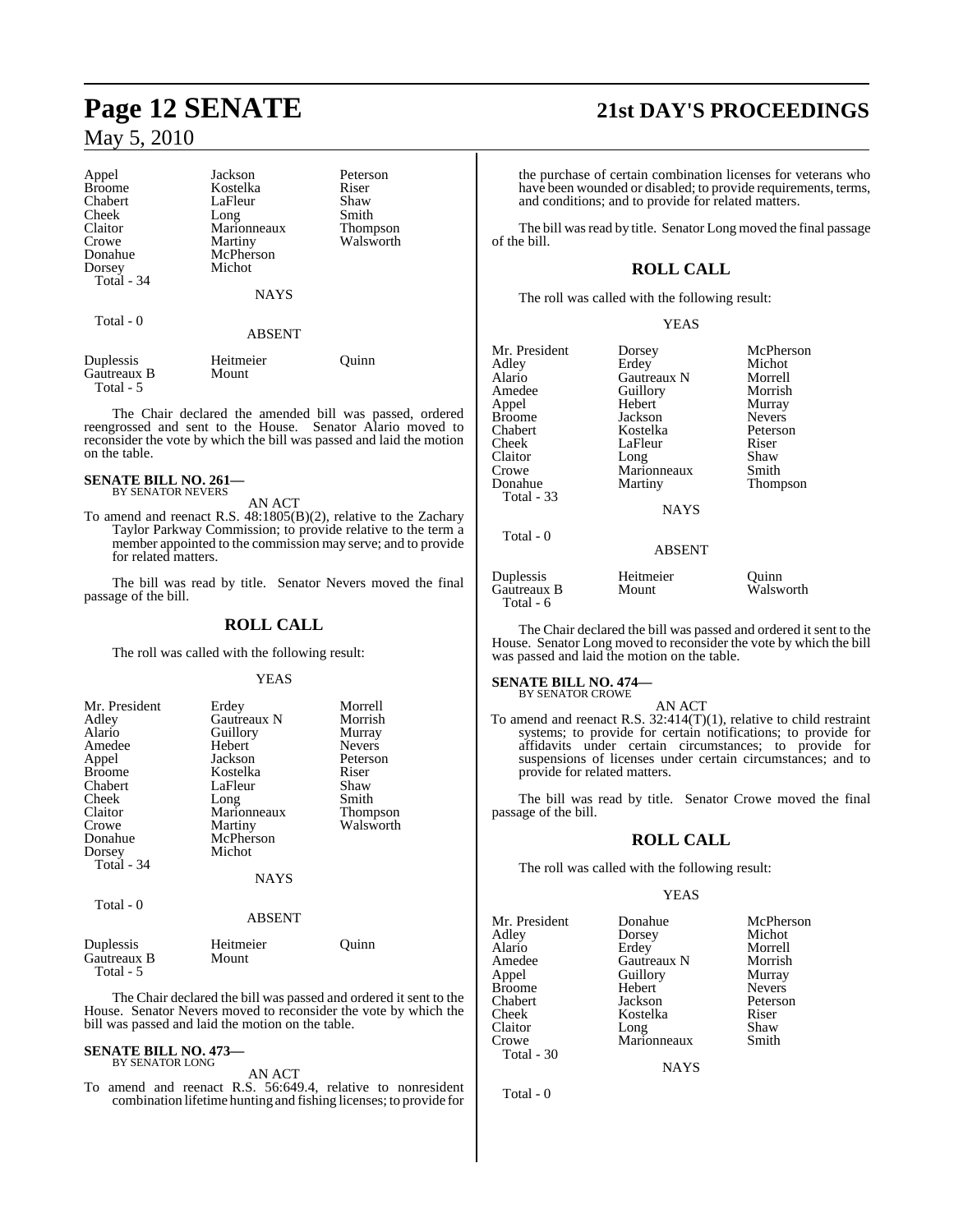| | | |
|---|---|---|
| Appel | Jackson | Peterson |
| Broome | Kostelka | Riser |
| Chabert | LaFleur | Shaw |
| Cheek | Long | Smith |
| Claitor | Marionneaux | Thompson |
| Crowe | Martiny | Walsworth |
| Donahue | McPherson | |
| Dorsey | Michot | |
| Total - 34 | | |

NAYS

Total - 0

ABSENT

| | | |
|---|---|---|
| Duplessis | Heitmeier | Quinn |
| Gautreaux B | Mount | |
| Total - 5 | | |

The Chair declared the amended bill was passed, ordered reengrossed and sent to the House. Senator Alario moved to reconsider the vote by which the bill was passed and laid the motion on the table.

**SENATE BILL NO. 261—**
BY SENATOR NEVERS

AN ACT

To amend and reenact R.S. 48:1805(B)(2), relative to the Zachary Taylor Parkway Commission; to provide relative to the term a member appointed to the commission may serve; and to provide for related matters.

The bill was read by title. Senator Nevers moved the final passage of the bill.

## ROLL CALL

The roll was called with the following result:

YEAS

| | | |
|---|---|---|
| Mr. President | Erdey | Morrell |
| Adley | Gautreaux N | Morrish |
| Alario | Guillory | Murray |
| Amedee | Hebert | Nevers |
| Appel | Jackson | Peterson |
| Broome | Kostelka | Riser |
| Chabert | LaFleur | Shaw |
| Cheek | Long | Smith |
| Claitor | Marionneaux | Thompson |
| Crowe | Martiny | Walsworth |
| Donahue | McPherson | |
| Dorsey | Michot | |
| Total - 34 | | |

NAYS

Total - 0

ABSENT

| | | |
|---|---|---|
| Duplessis | Heitmeier | Quinn |
| Gautreaux B | Mount | |
| Total - 5 | | |

The Chair declared the bill was passed and ordered it sent to the House. Senator Nevers moved to reconsider the vote by which the bill was passed and laid the motion on the table.

**SENATE BILL NO. 473—**
BY SENATOR LONG

AN ACT

To amend and reenact R.S. 56:649.4, relative to nonresident combination lifetime hunting and fishing licenses; to provide for the purchase of certain combination licenses for veterans who have been wounded or disabled; to provide requirements, terms, and conditions; and to provide for related matters.

The bill was read by title. Senator Long moved the final passage of the bill.

## ROLL CALL

The roll was called with the following result:

YEAS

| | | |
|---|---|---|
| Mr. President | Dorsey | McPherson |
| Adley | Erdey | Michot |
| Alario | Gautreaux N | Morrell |
| Amedee | Guillory | Morrish |
| Appel | Hebert | Murray |
| Broome | Jackson | Nevers |
| Chabert | Kostelka | Peterson |
| Cheek | LaFleur | Riser |
| Claitor | Long | Shaw |
| Crowe | Marionneaux | Smith |
| Donahue | Martiny | Thompson |
| Total - 33 | | |

NAYS

Total - 0

ABSENT

| | | |
|---|---|---|
| Duplessis | Heitmeier | Quinn |
| Gautreaux B | Mount | Walsworth |
| Total - 6 | | |

The Chair declared the bill was passed and ordered it sent to the House. Senator Long moved to reconsider the vote by which the bill was passed and laid the motion on the table.

**SENATE BILL NO. 474—**
BY SENATOR CROWE

AN ACT

To amend and reenact R.S. 32:414(T)(1), relative to child restraint systems; to provide for certain notifications; to provide for affidavits under certain circumstances; to provide for suspensions of licenses under certain circumstances; and to provide for related matters.

The bill was read by title. Senator Crowe moved the final passage of the bill.

## ROLL CALL

The roll was called with the following result:

YEAS

| | | |
|---|---|---|
| Mr. President | Donahue | McPherson |
| Adley | Dorsey | Michot |
| Alario | Erdey | Morrell |
| Amedee | Gautreaux N | Morrish |
| Appel | Guillory | Murray |
| Broome | Hebert | Nevers |
| Chabert | Jackson | Peterson |
| Cheek | Kostelka | Riser |
| Claitor | Long | Shaw |
| Crowe | Marionneaux | Smith |
| Total - 30 | | |

NAYS

Total - 0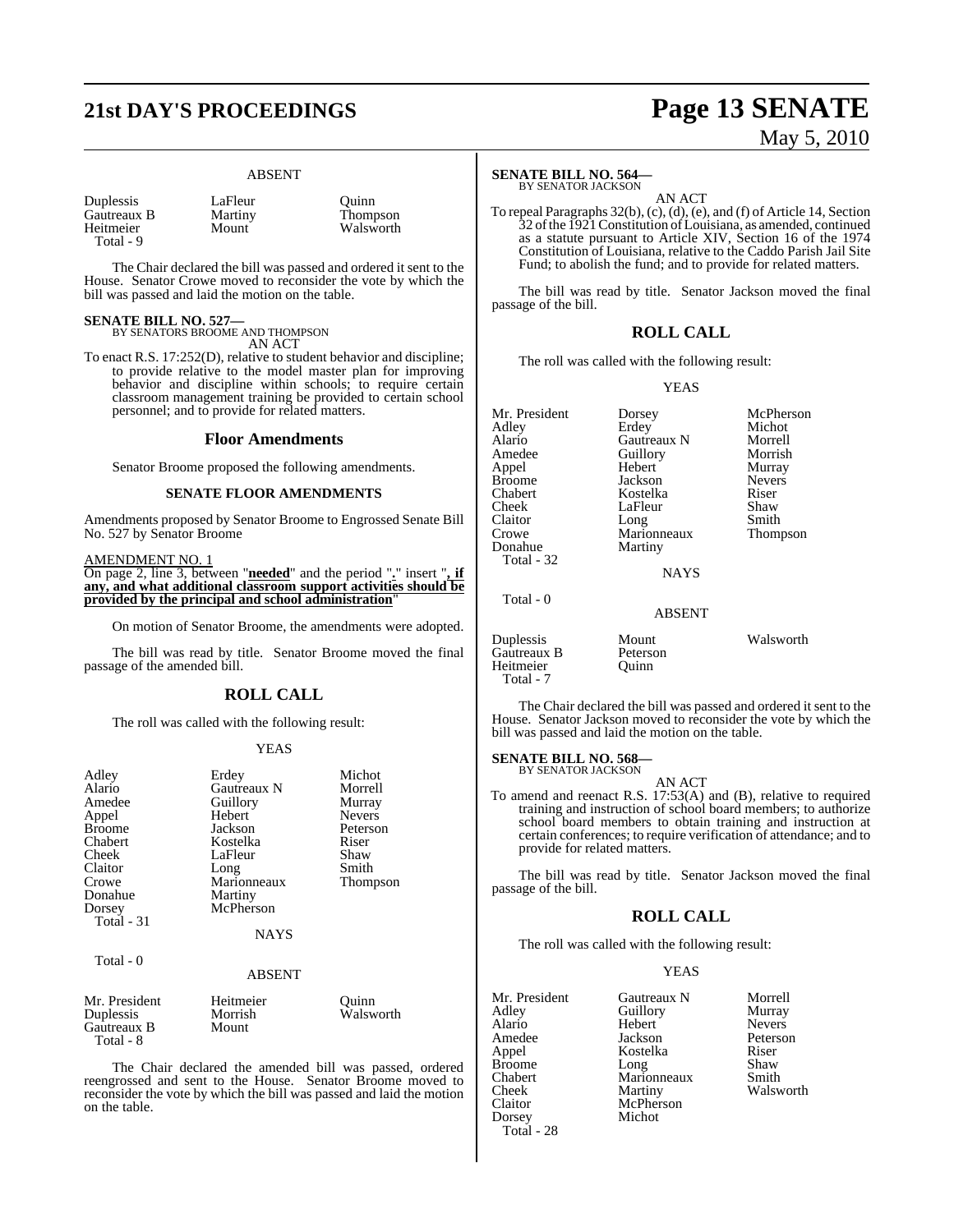ABSENT

| | | |
|---|---|---|
| Duplessis | LaFleur | Quinn |
| Gautreaux B | Martiny | Thompson |
| Heitmeier | Mount | Walsworth |
| Total - 9 | | |

The Chair declared the bill was passed and ordered it sent to the House. Senator Crowe moved to reconsider the vote by which the bill was passed and laid the motion on the table.

**SENATE BILL NO. 527—**
BY SENATORS BROOME AND THOMPSON

AN ACT

To enact R.S. 17:252(D), relative to student behavior and discipline; to provide relative to the model master plan for improving behavior and discipline within schools; to require certain classroom management training be provided to certain school personnel; and to provide for related matters.

## Floor Amendments

Senator Broome proposed the following amendments.

### SENATE FLOOR AMENDMENTS

Amendments proposed by Senator Broome to Engrossed Senate Bill No. 527 by Senator Broome

AMENDMENT NO. 1
On page 2, line 3, between "**needed**" and the period "**.**" insert "**, if any, and what additional classroom support activities should be provided by the principal and school administration**"

On motion of Senator Broome, the amendments were adopted.

The bill was read by title. Senator Broome moved the final passage of the amended bill.

## ROLL CALL

The roll was called with the following result:

YEAS

| | | |
|---|---|---|
| Adley | Erdey | Michot |
| Alario | Gautreaux N | Morrell |
| Amedee | Guillory | Murray |
| Appel | Hebert | Nevers |
| Broome | Jackson | Peterson |
| Chabert | Kostelka | Riser |
| Cheek | LaFleur | Shaw |
| Claitor | Long | Smith |
| Crowe | Marionneaux | Thompson |
| Donahue | Martiny | |
| Dorsey | McPherson | |
| Total - 31 | | |

NAYS

Total - 0

ABSENT

| | | |
|---|---|---|
| Mr. President | Heitmeier | Quinn |
| Duplessis | Morrish | Walsworth |
| Gautreaux B | Mount | |
| Total - 8 | | |

The Chair declared the amended bill was passed, ordered reengrossed and sent to the House. Senator Broome moved to reconsider the vote by which the bill was passed and laid the motion on the table.

**SENATE BILL NO. 564—**
BY SENATOR JACKSON

AN ACT

To repeal Paragraphs 32(b), (c), (d), (e), and (f) of Article 14, Section 32 of the 1921 Constitution of Louisiana, as amended, continued as a statute pursuant to Article XIV, Section 16 of the 1974 Constitution of Louisiana, relative to the Caddo Parish Jail Site Fund; to abolish the fund; and to provide for related matters.

The bill was read by title. Senator Jackson moved the final passage of the bill.

## ROLL CALL

The roll was called with the following result:

YEAS

| | | |
|---|---|---|
| Mr. President | Dorsey | McPherson |
| Adley | Erdey | Michot |
| Alario | Gautreaux N | Morrell |
| Amedee | Guillory | Morrish |
| Appel | Hebert | Murray |
| Broome | Jackson | Nevers |
| Chabert | Kostelka | Riser |
| Cheek | LaFleur | Shaw |
| Claitor | Long | Smith |
| Crowe | Marionneaux | Thompson |
| Donahue | Martiny | |
| Total - 32 | | |

NAYS

Total - 0

ABSENT

| | | |
|---|---|---|
| Duplessis | Mount | Walsworth |
| Gautreaux B | Peterson | |
| Heitmeier | Quinn | |
| Total - 7 | | |

The Chair declared the bill was passed and ordered it sent to the House. Senator Jackson moved to reconsider the vote by which the bill was passed and laid the motion on the table.

**SENATE BILL NO. 568—**
BY SENATOR JACKSON

AN ACT

To amend and reenact R.S. 17:53(A) and (B), relative to required training and instruction of school board members; to authorize school board members to obtain training and instruction at certain conferences; to require verification of attendance; and to provide for related matters.

The bill was read by title. Senator Jackson moved the final passage of the bill.

## ROLL CALL

The roll was called with the following result:

YEAS

| | | |
|---|---|---|
| Mr. President | Gautreaux N | Morrell |
| Adley | Guillory | Murray |
| Alario | Hebert | Nevers |
| Amedee | Jackson | Peterson |
| Appel | Kostelka | Riser |
| Broome | Long | Shaw |
| Chabert | Marionneaux | Smith |
| Cheek | Martiny | Walsworth |
| Claitor | McPherson | |
| Dorsey | Michot | |
| Total - 28 | | |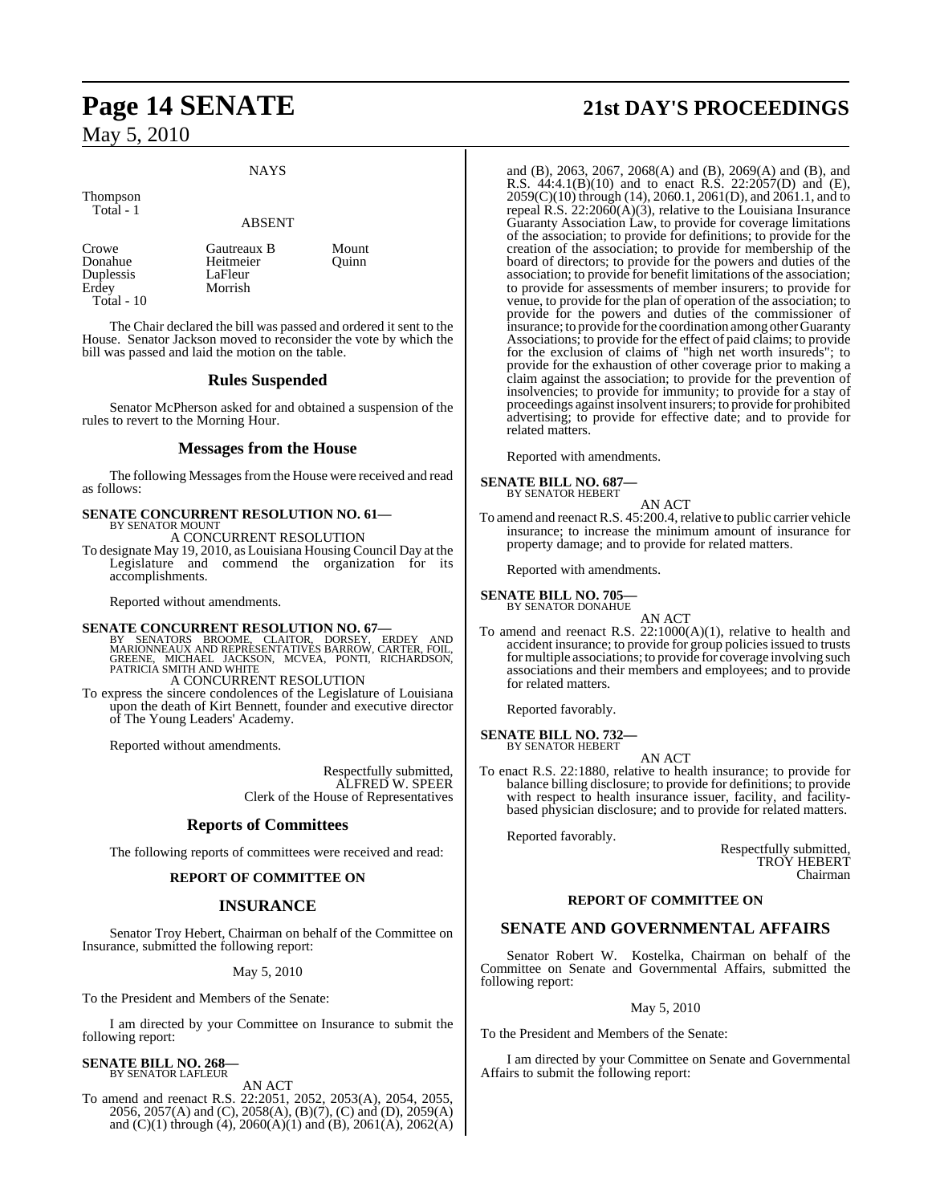NAYS

Thompson
Total - 1

ABSENT

| | | |
|---|---|---|
| Crowe | Gautreaux B | Mount |
| Donahue | Heitmeier | Quinn |
| Duplessis | LaFleur | |
| Erdey | Morrish | |
| Total - 10 | | |

The Chair declared the bill was passed and ordered it sent to the House. Senator Jackson moved to reconsider the vote by which the bill was passed and laid the motion on the table.

## Rules Suspended

Senator McPherson asked for and obtained a suspension of the rules to revert to the Morning Hour.

## Messages from the House

The following Messages from the House were received and read as follows:

**SENATE CONCURRENT RESOLUTION NO. 61—**
BY SENATOR MOUNT

A CONCURRENT RESOLUTION

To designate May 19, 2010, as Louisiana Housing Council Day at the Legislature and commend the organization for its accomplishments.

Reported without amendments.

**SENATE CONCURRENT RESOLUTION NO. 67—**
BY SENATORS BROOME, CLAITOR, DORSEY, ERDEY AND MARIONNEAUX AND REPRESENTATIVES BARROW, CARTER, FOIL, GREENE, MICHAEL JACKSON, MCVEA, PONTI, RICHARDSON, PATRICIA SMITH AND WHITE

A CONCURRENT RESOLUTION

To express the sincere condolences of the Legislature of Louisiana upon the death of Kirt Bennett, founder and executive director of The Young Leaders' Academy.

Reported without amendments.

Respectfully submitted,
ALFRED W. SPEER
Clerk of the House of Representatives

## Reports of Committees

The following reports of committees were received and read:

### REPORT OF COMMITTEE ON

## INSURANCE

Senator Troy Hebert, Chairman on behalf of the Committee on Insurance, submitted the following report:

May 5, 2010

To the President and Members of the Senate:

I am directed by your Committee on Insurance to submit the following report:

**SENATE BILL NO. 268—**
BY SENATOR LAFLEUR

AN ACT

To amend and reenact R.S. 22:2051, 2052, 2053(A), 2054, 2055, 2056, 2057(A) and (C), 2058(A), (B)(7), (C) and (D), 2059(A) and (C)(1) through (4), 2060(A)(1) and (B), 2061(A), 2062(A) and (B), 2063, 2067, 2068(A) and (B), 2069(A) and (B), and R.S. 44:4.1(B)(10) and to enact R.S. 22:2057(D) and (E), 2059(C)(10) through (14), 2060.1, 2061(D), and 2061.1, and to repeal R.S. 22:2060(A)(3), relative to the Louisiana Insurance Guaranty Association Law, to provide for coverage limitations of the association; to provide for definitions; to provide for the creation of the association; to provide for membership of the board of directors; to provide for the powers and duties of the association; to provide for benefit limitations of the association; to provide for assessments of member insurers; to provide for venue, to provide for the plan of operation of the association; to provide for the powers and duties of the commissioner of insurance; to provide for the coordination among other Guaranty Associations; to provide for the effect of paid claims; to provide for the exclusion of claims of "high net worth insureds"; to provide for the exhaustion of other coverage prior to making a claim against the association; to provide for the prevention of insolvencies; to provide for immunity; to provide for a stay of proceedings against insolvent insurers; to provide for prohibited advertising; to provide for effective date; and to provide for related matters.

Reported with amendments.

**SENATE BILL NO. 687—**
BY SENATOR HEBERT

AN ACT

To amend and reenact R.S. 45:200.4, relative to public carrier vehicle insurance; to increase the minimum amount of insurance for property damage; and to provide for related matters.

Reported with amendments.

**SENATE BILL NO. 705—**
BY SENATOR DONAHUE

AN ACT

To amend and reenact R.S. 22:1000(A)(1), relative to health and accident insurance; to provide for group policies issued to trusts for multiple associations; to provide for coverage involving such associations and their members and employees; and to provide for related matters.

Reported favorably.

**SENATE BILL NO. 732—**
BY SENATOR HEBERT

AN ACT

To enact R.S. 22:1880, relative to health insurance; to provide for balance billing disclosure; to provide for definitions; to provide with respect to health insurance issuer, facility, and facility-based physician disclosure; and to provide for related matters.

Reported favorably.

Respectfully submitted,
TROY HEBERT
Chairman

### REPORT OF COMMITTEE ON

## SENATE AND GOVERNMENTAL AFFAIRS

Senator Robert W. Kostelka, Chairman on behalf of the Committee on Senate and Governmental Affairs, submitted the following report:

May 5, 2010

To the President and Members of the Senate:

I am directed by your Committee on Senate and Governmental Affairs to submit the following report: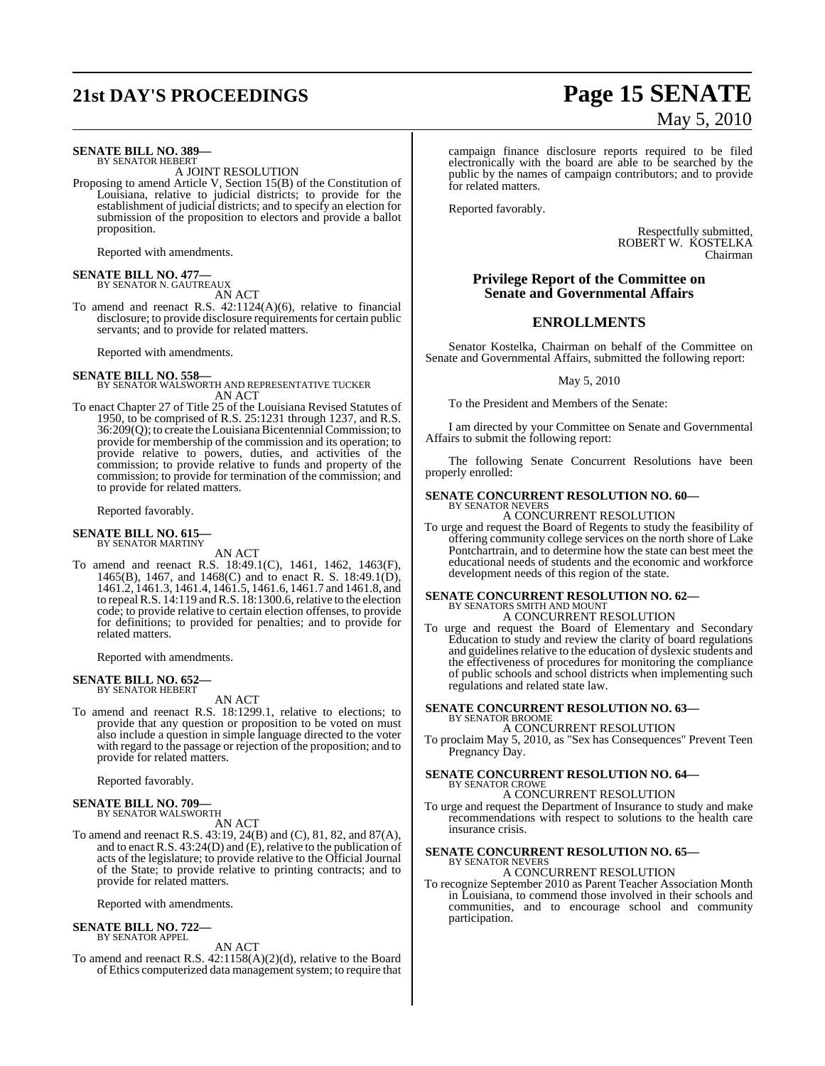**SENATE BILL NO. 389—**
BY SENATOR HEBERT

A JOINT RESOLUTION

Proposing to amend Article V, Section 15(B) of the Constitution of Louisiana, relative to judicial districts; to provide for the establishment of judicial districts; and to specify an election for submission of the proposition to electors and provide a ballot proposition.

Reported with amendments.

**SENATE BILL NO. 477—**
BY SENATOR N. GAUTREAUX

AN ACT

To amend and reenact R.S. 42:1124(A)(6), relative to financial disclosure; to provide disclosure requirements for certain public servants; and to provide for related matters.

Reported with amendments.

**SENATE BILL NO. 558—**
BY SENATOR WALSWORTH AND REPRESENTATIVE TUCKER

AN ACT

To enact Chapter 27 of Title 25 of the Louisiana Revised Statutes of 1950, to be comprised of R.S. 25:1231 through 1237, and R.S. 36:209(Q); to create the Louisiana Bicentennial Commission; to provide for membership of the commission and its operation; to provide relative to powers, duties, and activities of the commission; to provide relative to funds and property of the commission; to provide for termination of the commission; and to provide for related matters.

Reported favorably.

**SENATE BILL NO. 615—**
BY SENATOR MARTINY

AN ACT

To amend and reenact R.S. 18:49.1(C), 1461, 1462, 1463(F), 1465(B), 1467, and 1468(C) and to enact R. S. 18:49.1(D), 1461.2, 1461.3, 1461.4, 1461.5, 1461.6, 1461.7 and 1461.8, and to repeal R.S. 14:119 and R.S. 18:1300.6, relative to the election code; to provide relative to certain election offenses, to provide for definitions; to provided for penalties; and to provide for related matters.

Reported with amendments.

**SENATE BILL NO. 652—**
BY SENATOR HEBERT

AN ACT

To amend and reenact R.S. 18:1299.1, relative to elections; to provide that any question or proposition to be voted on must also include a question in simple language directed to the voter with regard to the passage or rejection of the proposition; and to provide for related matters.

Reported favorably.

**SENATE BILL NO. 709—**
BY SENATOR WALSWORTH

AN ACT

To amend and reenact R.S. 43:19, 24(B) and (C), 81, 82, and 87(A), and to enact R.S. 43:24(D) and (E), relative to the publication of acts of the legislature; to provide relative to the Official Journal of the State; to provide relative to printing contracts; and to provide for related matters.

Reported with amendments.

**SENATE BILL NO. 722—**
BY SENATOR APPEL

AN ACT

To amend and reenact R.S. 42:1158(A)(2)(d), relative to the Board of Ethics computerized data management system; to require that campaign finance disclosure reports required to be filed electronically with the board are able to be searched by the public by the names of campaign contributors; and to provide for related matters.

Reported favorably.

Respectfully submitted,
ROBERT W. KOSTELKA
Chairman

## Privilege Report of the Committee on Senate and Governmental Affairs

## ENROLLMENTS

Senator Kostelka, Chairman on behalf of the Committee on Senate and Governmental Affairs, submitted the following report:

May 5, 2010

To the President and Members of the Senate:

I am directed by your Committee on Senate and Governmental Affairs to submit the following report:

The following Senate Concurrent Resolutions have been properly enrolled:

**SENATE CONCURRENT RESOLUTION NO. 60—**
BY SENATOR NEVERS

A CONCURRENT RESOLUTION

To urge and request the Board of Regents to study the feasibility of offering community college services on the north shore of Lake Pontchartrain, and to determine how the state can best meet the educational needs of students and the economic and workforce development needs of this region of the state.

**SENATE CONCURRENT RESOLUTION NO. 62—**
BY SENATORS SMITH AND MOUNT

A CONCURRENT RESOLUTION

To urge and request the Board of Elementary and Secondary Education to study and review the clarity of board regulations and guidelines relative to the education of dyslexic students and the effectiveness of procedures for monitoring the compliance of public schools and school districts when implementing such regulations and related state law.

**SENATE CONCURRENT RESOLUTION NO. 63—**
BY SENATOR BROOME

A CONCURRENT RESOLUTION

To proclaim May 5, 2010, as "Sex has Consequences" Prevent Teen Pregnancy Day.

**SENATE CONCURRENT RESOLUTION NO. 64—**
BY SENATOR CROWE

A CONCURRENT RESOLUTION

To urge and request the Department of Insurance to study and make recommendations with respect to solutions to the health care insurance crisis.

**SENATE CONCURRENT RESOLUTION NO. 65—**
BY SENATOR NEVERS

A CONCURRENT RESOLUTION

To recognize September 2010 as Parent Teacher Association Month in Louisiana, to commend those involved in their schools and communities, and to encourage school and community participation.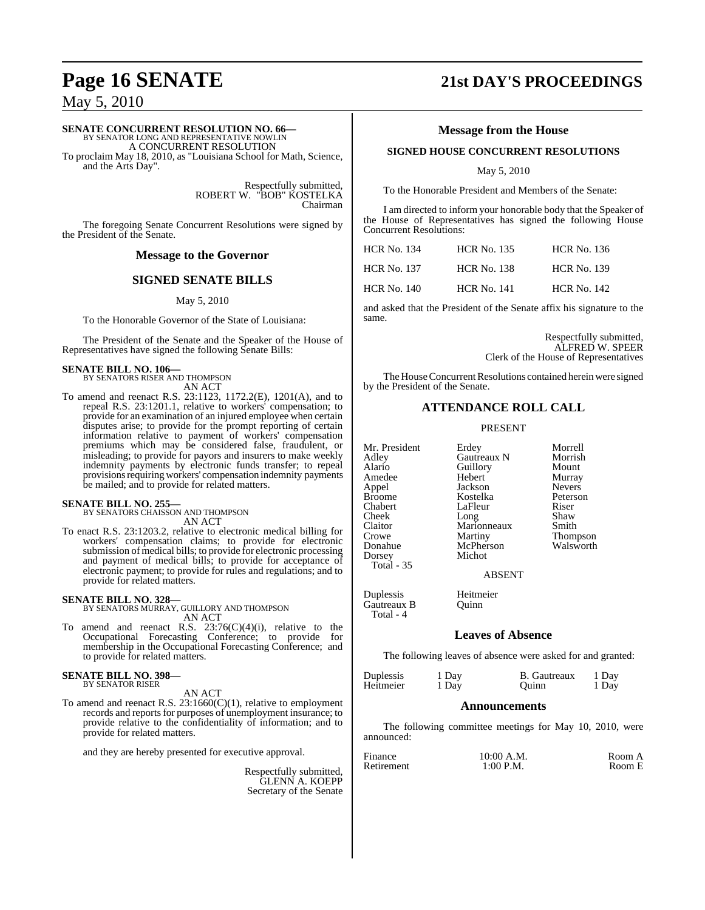**SENATE CONCURRENT RESOLUTION NO. 66—**
BY SENATOR LONG AND REPRESENTATIVE NOWLIN
A CONCURRENT RESOLUTION
To proclaim May 18, 2010, as "Louisiana School for Math, Science, and the Arts Day".

Respectfully submitted,
ROBERT W. "BOB" KOSTELKA
Chairman

The foregoing Senate Concurrent Resolutions were signed by the President of the Senate.

## Message to the Governor

### SIGNED SENATE BILLS

May 5, 2010

To the Honorable Governor of the State of Louisiana:

The President of the Senate and the Speaker of the House of Representatives have signed the following Senate Bills:

**SENATE BILL NO. 106—**
BY SENATORS RISER AND THOMPSON
AN ACT
To amend and reenact R.S. 23:1123, 1172.2(E), 1201(A), and to repeal R.S. 23:1201.1, relative to workers' compensation; to provide for an examination of an injured employee when certain disputes arise; to provide for the prompt reporting of certain information relative to payment of workers' compensation premiums which may be considered false, fraudulent, or misleading; to provide for payors and insurers to make weekly indemnity payments by electronic funds transfer; to repeal provisions requiring workers' compensation indemnity payments be mailed; and to provide for related matters.

**SENATE BILL NO. 255—**
BY SENATORS CHAISSON AND THOMPSON
AN ACT
To enact R.S. 23:1203.2, relative to electronic medical billing for workers' compensation claims; to provide for electronic submission of medical bills; to provide for electronic processing and payment of medical bills; to provide for acceptance of electronic payment; to provide for rules and regulations; and to provide for related matters.

**SENATE BILL NO. 328—**
BY SENATORS MURRAY, GUILLORY AND THOMPSON
AN ACT
To amend and reenact R.S. 23:76(C)(4)(i), relative to the Occupational Forecasting Conference; to provide for membership in the Occupational Forecasting Conference; and to provide for related matters.

**SENATE BILL NO. 398—**
BY SENATOR RISER
AN ACT
To amend and reenact R.S. 23:1660(C)(1), relative to employment records and reports for purposes of unemployment insurance; to provide relative to the confidentiality of information; and to provide for related matters.

and they are hereby presented for executive approval.

Respectfully submitted,
GLENN A. KOEPP
Secretary of the Senate

## Message from the House

### SIGNED HOUSE CONCURRENT RESOLUTIONS

May 5, 2010

To the Honorable President and Members of the Senate:

I am directed to inform your honorable body that the Speaker of the House of Representatives has signed the following House Concurrent Resolutions:

| | | |
|---|---|---|
| HCR No. 134 | HCR No. 135 | HCR No. 136 |
| HCR No. 137 | HCR No. 138 | HCR No. 139 |
| HCR No. 140 | HCR No. 141 | HCR No. 142 |

and asked that the President of the Senate affix his signature to the same.

Respectfully submitted,
ALFRED W. SPEER
Clerk of the House of Representatives

The House Concurrent Resolutions contained herein were signed by the President of the Senate.

## ATTENDANCE ROLL CALL

PRESENT

| | | |
|---|---|---|
| Mr. President | Erdey | Morrell |
| Adley | Gautreaux N | Morrish |
| Alario | Guillory | Mount |
| Amedee | Hebert | Murray |
| Appel | Jackson | Nevers |
| Broome | Kostelka | Peterson |
| Chabert | LaFleur | Riser |
| Cheek | Long | Shaw |
| Claitor | Marionneaux | Smith |
| Crowe | Martiny | Thompson |
| Donahue | McPherson | Walsworth |
| Dorsey | Michot | |
| Total - 35 | | |

ABSENT

| | |
|---|---|
| Duplessis | Heitmeier |
| Gautreaux B | Quinn |
| Total - 4 | |

## Leaves of Absence

The following leaves of absence were asked for and granted:

| | | | |
|---|---|---|---|
| Duplessis | 1 Day | B. Gautreaux | 1 Day |
| Heitmeier | 1 Day | Quinn | 1 Day |

## Announcements

The following committee meetings for May 10, 2010, were announced:

| | | |
|---|---|---|
| Finance | 10:00 A.M. | Room A |
| Retirement | 1:00 P.M. | Room E |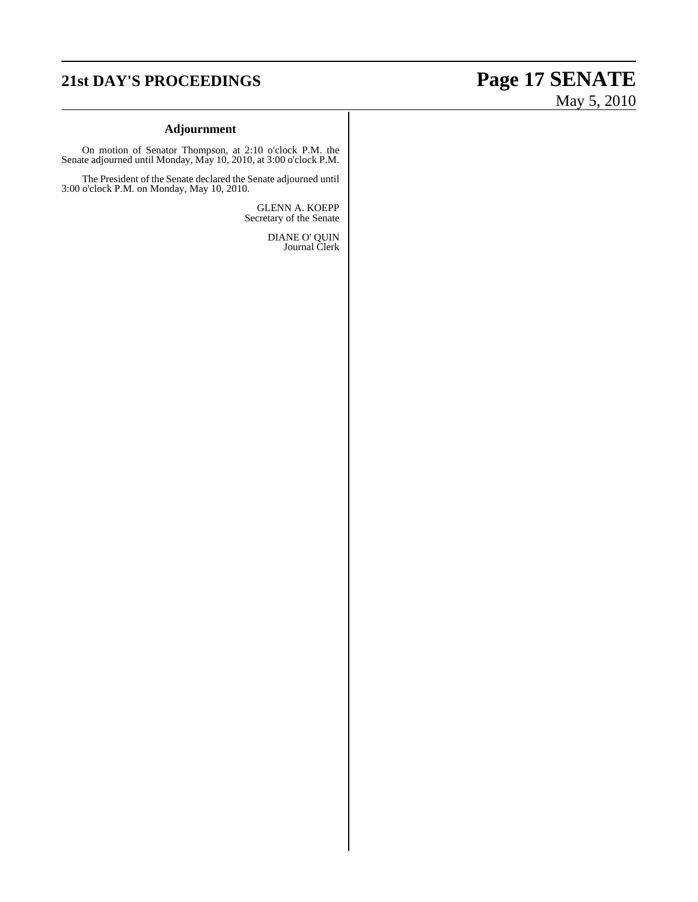### Adjournment

On motion of Senator Thompson, at 2:10 o'clock P.M. the Senate adjourned until Monday, May 10, 2010, at 3:00 o'clock P.M.

The President of the Senate declared the Senate adjourned until 3:00 o'clock P.M. on Monday, May 10, 2010.

GLENN A. KOEPP
Secretary of the Senate

DIANE O' QUIN
Journal Clerk